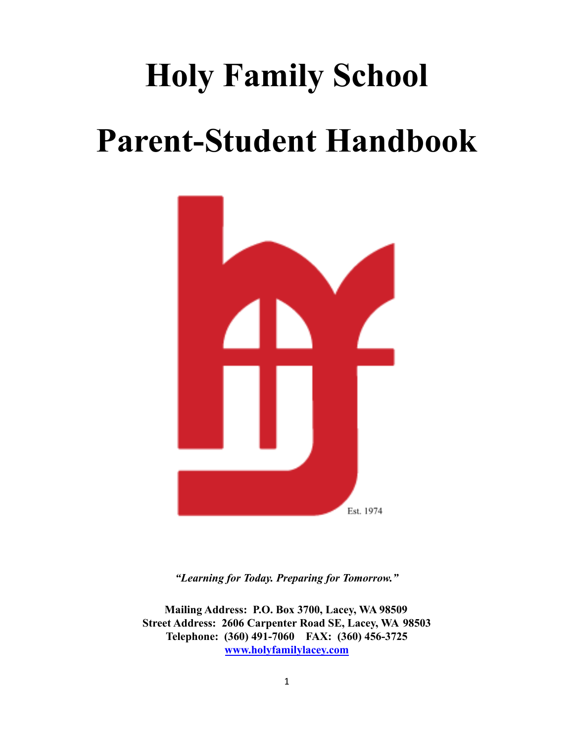# Holy Family School

# Parent-Student Handbook

Est. 1974

***"Learning for Today. Preparing for Tomorrow."***

**Mailing Address: P.O. Box 3700, Lacey, WA 98509**
**Street Address: 2606 Carpenter Road SE, Lacey, WA 98503**
**Telephone: (360) 491-7060 FAX: (360) 456-3725**
**www.holyfamilylacey.com**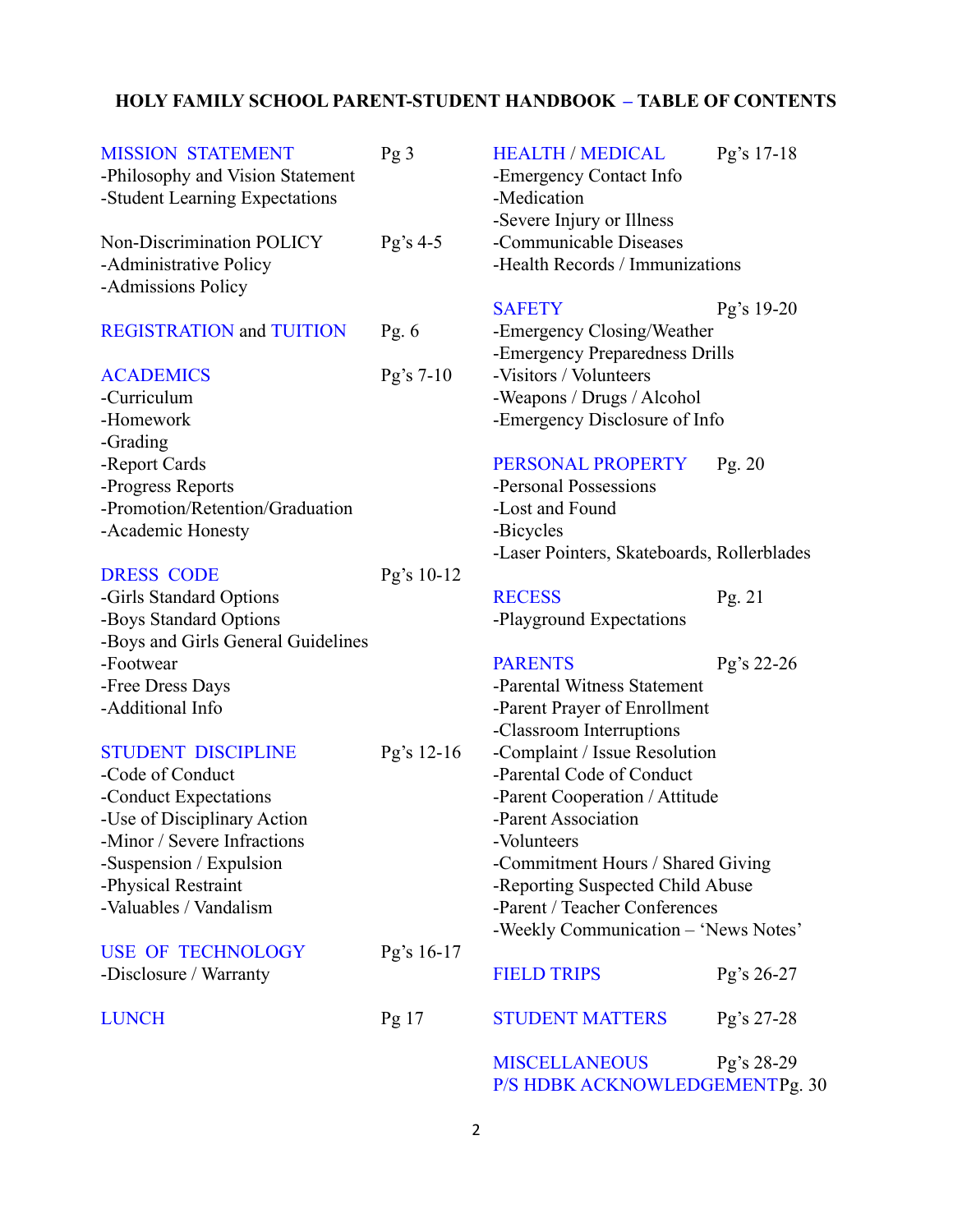# HOLY FAMILY SCHOOL PARENT-STUDENT HANDBOOK – TABLE OF CONTENTS

**MISSION STATEMENT** Pg 3
- -Philosophy and Vision Statement
- -Student Learning Expectations

**Non-Discrimination POLICY** Pg's 4-5
- -Administrative Policy
- -Admissions Policy

**REGISTRATION and TUITION** Pg. 6

**ACADEMICS** Pg's 7-10
- -Curriculum
- -Homework
- -Grading
- -Report Cards
- -Progress Reports
- -Promotion/Retention/Graduation
- -Academic Honesty

**DRESS CODE** Pg's 10-12
- -Girls Standard Options
- -Boys Standard Options
- -Boys and Girls General Guidelines
- -Footwear
- -Free Dress Days
- -Additional Info

**STUDENT DISCIPLINE** Pg's 12-16
- -Code of Conduct
- -Conduct Expectations
- -Use of Disciplinary Action
- -Minor / Severe Infractions
- -Suspension / Expulsion
- -Physical Restraint
- -Valuables / Vandalism

**USE OF TECHNOLOGY** Pg's 16-17
- -Disclosure / Warranty

**LUNCH** Pg 17

**HEALTH / MEDICAL** Pg's 17-18
- -Emergency Contact Info
- -Medication
- -Severe Injury or Illness
- -Communicable Diseases
- -Health Records / Immunizations

**SAFETY** Pg's 19-20
- -Emergency Closing/Weather
- -Emergency Preparedness Drills
- -Visitors / Volunteers
- -Weapons / Drugs / Alcohol
- -Emergency Disclosure of Info

**PERSONAL PROPERTY** Pg. 20
- -Personal Possessions
- -Lost and Found
- -Bicycles
- -Laser Pointers, Skateboards, Rollerblades

**RECESS** Pg. 21
- -Playground Expectations

**PARENTS** Pg's 22-26
- -Parental Witness Statement
- -Parent Prayer of Enrollment
- -Classroom Interruptions
- -Complaint / Issue Resolution
- -Parental Code of Conduct
- -Parent Cooperation / Attitude
- -Parent Association
- -Volunteers
- -Commitment Hours / Shared Giving
- -Reporting Suspected Child Abuse
- -Parent / Teacher Conferences
- -Weekly Communication – 'News Notes'

**FIELD TRIPS** Pg's 26-27

**STUDENT MATTERS** Pg's 27-28

**MISCELLANEOUS** Pg's 28-29

**P/S HDBK ACKNOWLEDGEMENT** Pg. 30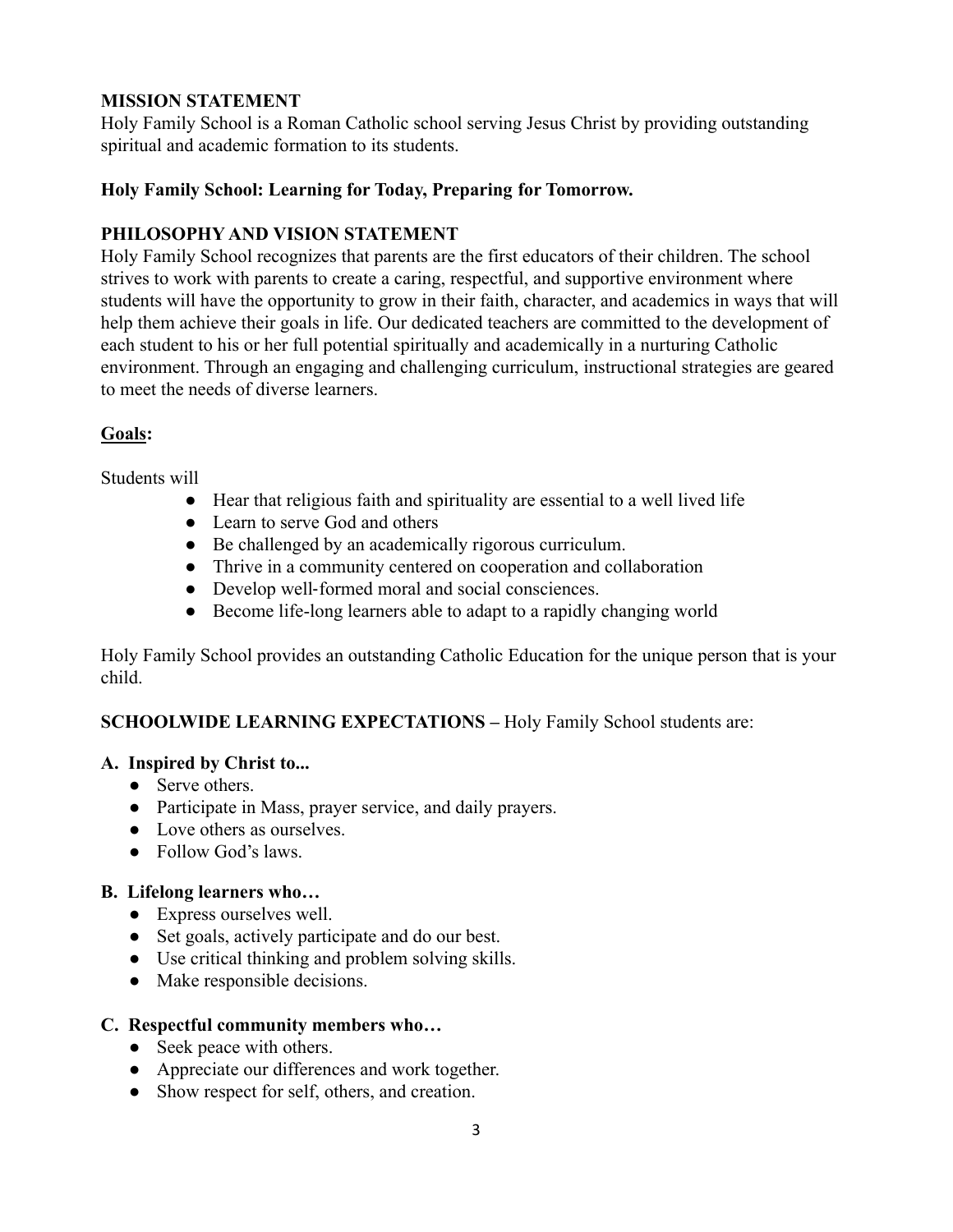## MISSION STATEMENT

Holy Family School is a Roman Catholic school serving Jesus Christ by providing outstanding spiritual and academic formation to its students.

**Holy Family School: Learning for Today, Preparing for Tomorrow.**

## PHILOSOPHY AND VISION STATEMENT

Holy Family School recognizes that parents are the first educators of their children. The school strives to work with parents to create a caring, respectful, and supportive environment where students will have the opportunity to grow in their faith, character, and academics in ways that will help them achieve their goals in life. Our dedicated teachers are committed to the development of each student to his or her full potential spiritually and academically in a nurturing Catholic environment. Through an engaging and challenging curriculum, instructional strategies are geared to meet the needs of diverse learners.

**Goals:**

Students will

- Hear that religious faith and spirituality are essential to a well lived life
- Learn to serve God and others
- Be challenged by an academically rigorous curriculum.
- Thrive in a community centered on cooperation and collaboration
- Develop well-formed moral and social consciences.
- Become life-long learners able to adapt to a rapidly changing world

Holy Family School provides an outstanding Catholic Education for the unique person that is your child.

**SCHOOLWIDE LEARNING EXPECTATIONS –** Holy Family School students are:

**A. Inspired by Christ to...**

- Serve others.
- Participate in Mass, prayer service, and daily prayers.
- Love others as ourselves.
- Follow God's laws.

**B. Lifelong learners who…**

- Express ourselves well.
- Set goals, actively participate and do our best.
- Use critical thinking and problem solving skills.
- Make responsible decisions.

**C. Respectful community members who…**

- Seek peace with others.
- Appreciate our differences and work together.
- Show respect for self, others, and creation.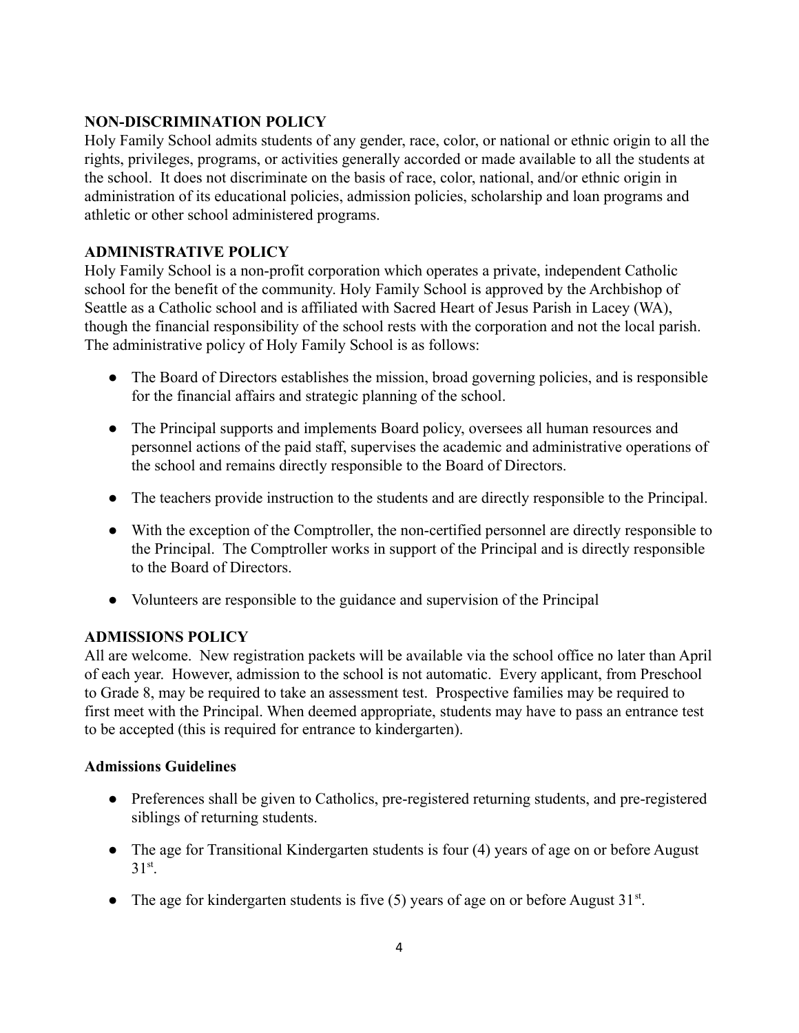## NON-DISCRIMINATION POLICY

Holy Family School admits students of any gender, race, color, or national or ethnic origin to all the rights, privileges, programs, or activities generally accorded or made available to all the students at the school. It does not discriminate on the basis of race, color, national, and/or ethnic origin in administration of its educational policies, admission policies, scholarship and loan programs and athletic or other school administered programs.

## ADMINISTRATIVE POLICY

Holy Family School is a non-profit corporation which operates a private, independent Catholic school for the benefit of the community. Holy Family School is approved by the Archbishop of Seattle as a Catholic school and is affiliated with Sacred Heart of Jesus Parish in Lacey (WA), though the financial responsibility of the school rests with the corporation and not the local parish. The administrative policy of Holy Family School is as follows:

- The Board of Directors establishes the mission, broad governing policies, and is responsible for the financial affairs and strategic planning of the school.
- The Principal supports and implements Board policy, oversees all human resources and personnel actions of the paid staff, supervises the academic and administrative operations of the school and remains directly responsible to the Board of Directors.
- The teachers provide instruction to the students and are directly responsible to the Principal.
- With the exception of the Comptroller, the non-certified personnel are directly responsible to the Principal. The Comptroller works in support of the Principal and is directly responsible to the Board of Directors.
- Volunteers are responsible to the guidance and supervision of the Principal

## ADMISSIONS POLICY

All are welcome. New registration packets will be available via the school office no later than April of each year. However, admission to the school is not automatic. Every applicant, from Preschool to Grade 8, may be required to take an assessment test. Prospective families may be required to first meet with the Principal. When deemed appropriate, students may have to pass an entrance test to be accepted (this is required for entrance to kindergarten).

### Admissions Guidelines

- Preferences shall be given to Catholics, pre-registered returning students, and pre-registered siblings of returning students.
- The age for Transitional Kindergarten students is four (4) years of age on or before August 31st.
- The age for kindergarten students is five (5) years of age on or before August 31st.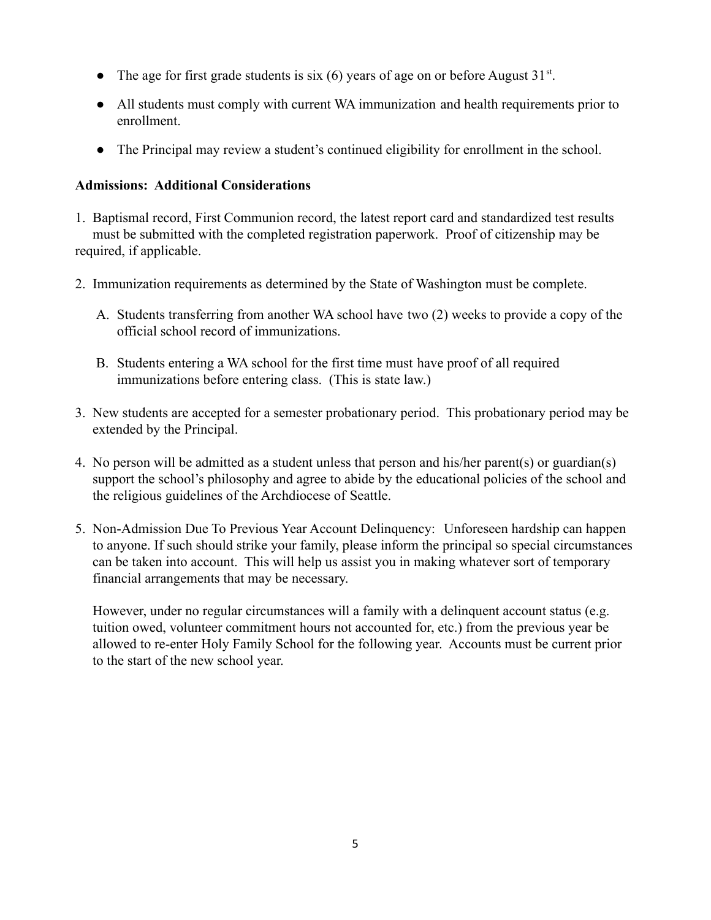- The age for first grade students is six (6) years of age on or before August 31st.
- All students must comply with current WA immunization and health requirements prior to enrollment.
- The Principal may review a student's continued eligibility for enrollment in the school.

**Admissions: Additional Considerations**

1. Baptismal record, First Communion record, the latest report card and standardized test results must be submitted with the completed registration paperwork. Proof of citizenship may be required, if applicable.

2. Immunization requirements as determined by the State of Washington must be complete.

   A. Students transferring from another WA school have two (2) weeks to provide a copy of the official school record of immunizations.

   B. Students entering a WA school for the first time must have proof of all required immunizations before entering class. (This is state law.)

3. New students are accepted for a semester probationary period. This probationary period may be extended by the Principal.

4. No person will be admitted as a student unless that person and his/her parent(s) or guardian(s) support the school's philosophy and agree to abide by the educational policies of the school and the religious guidelines of the Archdiocese of Seattle.

5. Non-Admission Due To Previous Year Account Delinquency: Unforeseen hardship can happen to anyone. If such should strike your family, please inform the principal so special circumstances can be taken into account. This will help us assist you in making whatever sort of temporary financial arrangements that may be necessary.

   However, under no regular circumstances will a family with a delinquent account status (e.g. tuition owed, volunteer commitment hours not accounted for, etc.) from the previous year be allowed to re-enter Holy Family School for the following year. Accounts must be current prior to the start of the new school year.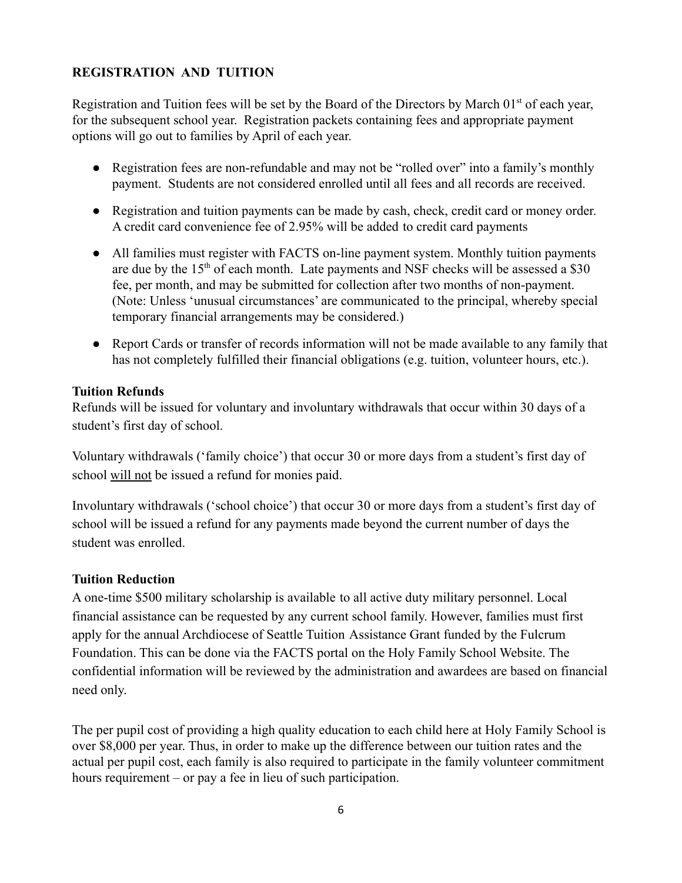## REGISTRATION AND TUITION

Registration and Tuition fees will be set by the Board of the Directors by March 01st of each year, for the subsequent school year. Registration packets containing fees and appropriate payment options will go out to families by April of each year.

- Registration fees are non-refundable and may not be "rolled over" into a family's monthly payment. Students are not considered enrolled until all fees and all records are received.
- Registration and tuition payments can be made by cash, check, credit card or money order. A credit card convenience fee of 2.95% will be added to credit card payments
- All families must register with FACTS on-line payment system. Monthly tuition payments are due by the 15th of each month. Late payments and NSF checks will be assessed a $30 fee, per month, and may be submitted for collection after two months of non-payment. (Note: Unless 'unusual circumstances' are communicated to the principal, whereby special temporary financial arrangements may be considered.)
- Report Cards or transfer of records information will not be made available to any family that has not completely fulfilled their financial obligations (e.g. tuition, volunteer hours, etc.).

### Tuition Refunds

Refunds will be issued for voluntary and involuntary withdrawals that occur within 30 days of a student's first day of school.

Voluntary withdrawals ('family choice') that occur 30 or more days from a student's first day of school <u>will not</u> be issued a refund for monies paid.

Involuntary withdrawals ('school choice') that occur 30 or more days from a student's first day of school will be issued a refund for any payments made beyond the current number of days the student was enrolled.

### Tuition Reduction

A one-time $500 military scholarship is available to all active duty military personnel. Local financial assistance can be requested by any current school family. However, families must first apply for the annual Archdiocese of Seattle Tuition Assistance Grant funded by the Fulcrum Foundation. This can be done via the FACTS portal on the Holy Family School Website. The confidential information will be reviewed by the administration and awardees are based on financial need only.

The per pupil cost of providing a high quality education to each child here at Holy Family School is over $8,000 per year. Thus, in order to make up the difference between our tuition rates and the actual per pupil cost, each family is also required to participate in the family volunteer commitment hours requirement – or pay a fee in lieu of such participation.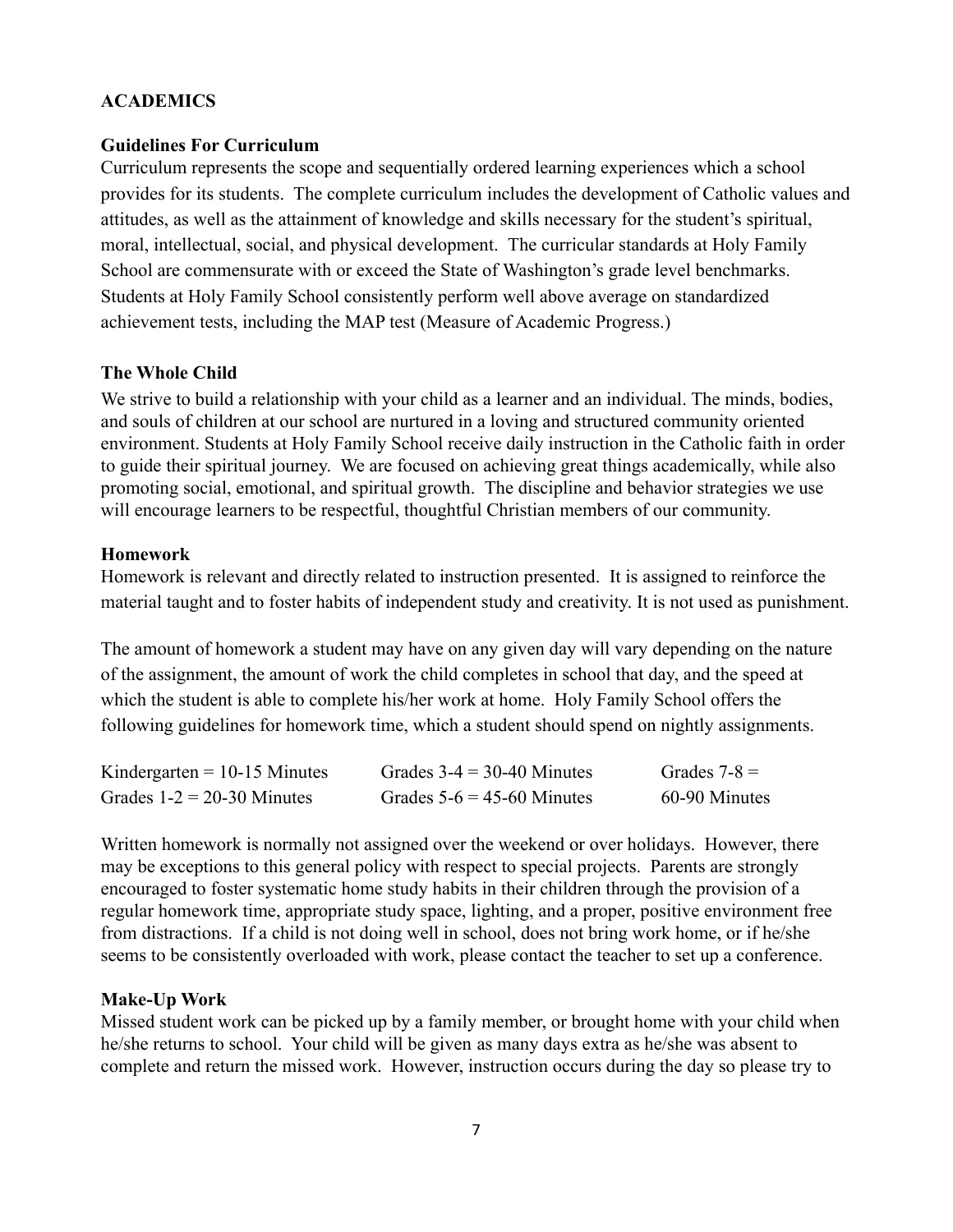## ACADEMICS

### Guidelines For Curriculum

Curriculum represents the scope and sequentially ordered learning experiences which a school provides for its students. The complete curriculum includes the development of Catholic values and attitudes, as well as the attainment of knowledge and skills necessary for the student's spiritual, moral, intellectual, social, and physical development. The curricular standards at Holy Family School are commensurate with or exceed the State of Washington's grade level benchmarks. Students at Holy Family School consistently perform well above average on standardized achievement tests, including the MAP test (Measure of Academic Progress.)

### The Whole Child

We strive to build a relationship with your child as a learner and an individual. The minds, bodies, and souls of children at our school are nurtured in a loving and structured community oriented environment. Students at Holy Family School receive daily instruction in the Catholic faith in order to guide their spiritual journey. We are focused on achieving great things academically, while also promoting social, emotional, and spiritual growth. The discipline and behavior strategies we use will encourage learners to be respectful, thoughtful Christian members of our community.

### Homework

Homework is relevant and directly related to instruction presented. It is assigned to reinforce the material taught and to foster habits of independent study and creativity. It is not used as punishment.

The amount of homework a student may have on any given day will vary depending on the nature of the assignment, the amount of work the child completes in school that day, and the speed at which the student is able to complete his/her work at home. Holy Family School offers the following guidelines for homework time, which a student should spend on nightly assignments.

| | | |
|---|---|---|
| Kindergarten = 10-15 Minutes | Grades 3-4 = 30-40 Minutes | Grades 7-8 = 60-90 Minutes |
| Grades 1-2 = 20-30 Minutes | Grades 5-6 = 45-60 Minutes | |

Written homework is normally not assigned over the weekend or over holidays. However, there may be exceptions to this general policy with respect to special projects. Parents are strongly encouraged to foster systematic home study habits in their children through the provision of a regular homework time, appropriate study space, lighting, and a proper, positive environment free from distractions. If a child is not doing well in school, does not bring work home, or if he/she seems to be consistently overloaded with work, please contact the teacher to set up a conference.

### Make-Up Work

Missed student work can be picked up by a family member, or brought home with your child when he/she returns to school. Your child will be given as many days extra as he/she was absent to complete and return the missed work. However, instruction occurs during the day so please try to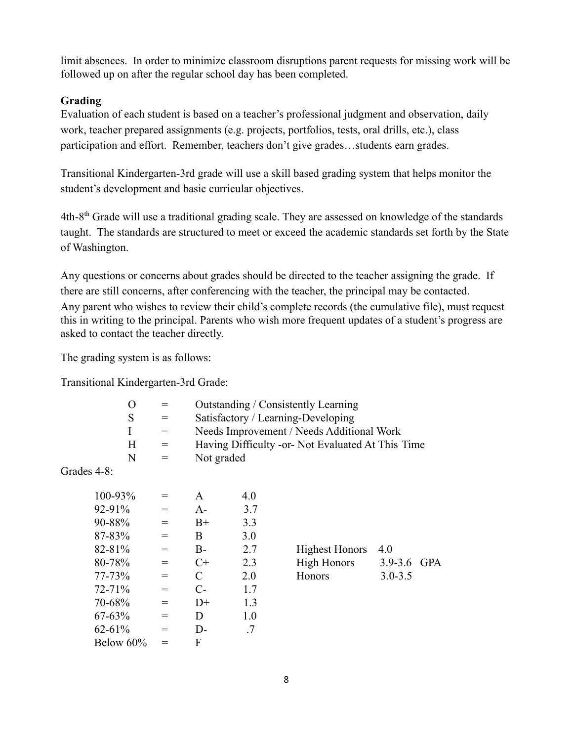limit absences. In order to minimize classroom disruptions parent requests for missing work will be followed up on after the regular school day has been completed.

**Grading**

Evaluation of each student is based on a teacher's professional judgment and observation, daily work, teacher prepared assignments (e.g. projects, portfolios, tests, oral drills, etc.), class participation and effort. Remember, teachers don't give grades…students earn grades.

Transitional Kindergarten-3rd grade will use a skill based grading system that helps monitor the student's development and basic curricular objectives.

4th-8th Grade will use a traditional grading scale. They are assessed on knowledge of the standards taught. The standards are structured to meet or exceed the academic standards set forth by the State of Washington.

Any questions or concerns about grades should be directed to the teacher assigning the grade. If there are still concerns, after conferencing with the teacher, the principal may be contacted. Any parent who wishes to review their child's complete records (the cumulative file), must request this in writing to the principal. Parents who wish more frequent updates of a student's progress are asked to contact the teacher directly.

The grading system is as follows:

Transitional Kindergarten-3rd Grade:

| | | |
|---|---|---|
| O | = | Outstanding / Consistently Learning |
| S | = | Satisfactory / Learning-Developing |
| I | = | Needs Improvement / Needs Additional Work |
| H | = | Having Difficulty -or- Not Evaluated At This Time |
| N | = | Not graded |

Grades 4-8:

| | | | | | |
|---|---|---|---|---|---|
| 100-93% | = | A | 4.0 | | |
| 92-91% | = | A- | 3.7 | | |
| 90-88% | = | B+ | 3.3 | | |
| 87-83% | = | B | 3.0 | | |
| 82-81% | = | B- | 2.7 | Highest Honors | 4.0 |
| 80-78% | = | C+ | 2.3 | High Honors | 3.9-3.6 GPA |
| 77-73% | = | C | 2.0 | Honors | 3.0-3.5 |
| 72-71% | = | C- | 1.7 | | |
| 70-68% | = | D+ | 1.3 | | |
| 67-63% | = | D | 1.0 | | |
| 62-61% | = | D- | .7 | | |
| Below 60% | = | F | | | |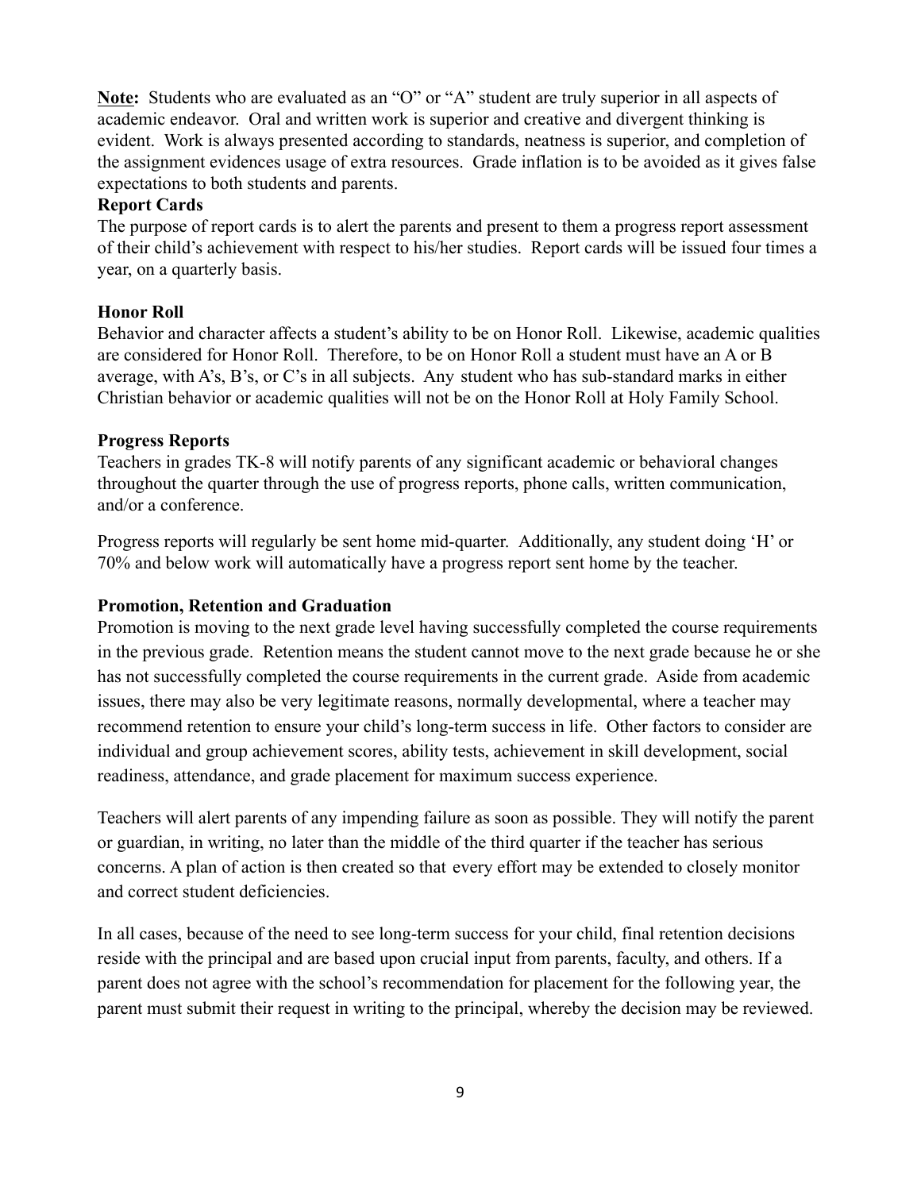**Note:** Students who are evaluated as an "O" or "A" student are truly superior in all aspects of academic endeavor. Oral and written work is superior and creative and divergent thinking is evident. Work is always presented according to standards, neatness is superior, and completion of the assignment evidences usage of extra resources. Grade inflation is to be avoided as it gives false expectations to both students and parents.

### Report Cards

The purpose of report cards is to alert the parents and present to them a progress report assessment of their child's achievement with respect to his/her studies. Report cards will be issued four times a year, on a quarterly basis.

### Honor Roll

Behavior and character affects a student's ability to be on Honor Roll. Likewise, academic qualities are considered for Honor Roll. Therefore, to be on Honor Roll a student must have an A or B average, with A's, B's, or C's in all subjects. Any student who has sub-standard marks in either Christian behavior or academic qualities will not be on the Honor Roll at Holy Family School.

### Progress Reports

Teachers in grades TK-8 will notify parents of any significant academic or behavioral changes throughout the quarter through the use of progress reports, phone calls, written communication, and/or a conference.

Progress reports will regularly be sent home mid-quarter. Additionally, any student doing 'H' or 70% and below work will automatically have a progress report sent home by the teacher.

### Promotion, Retention and Graduation

Promotion is moving to the next grade level having successfully completed the course requirements in the previous grade. Retention means the student cannot move to the next grade because he or she has not successfully completed the course requirements in the current grade. Aside from academic issues, there may also be very legitimate reasons, normally developmental, where a teacher may recommend retention to ensure your child's long-term success in life. Other factors to consider are individual and group achievement scores, ability tests, achievement in skill development, social readiness, attendance, and grade placement for maximum success experience.

Teachers will alert parents of any impending failure as soon as possible. They will notify the parent or guardian, in writing, no later than the middle of the third quarter if the teacher has serious concerns. A plan of action is then created so that every effort may be extended to closely monitor and correct student deficiencies.

In all cases, because of the need to see long-term success for your child, final retention decisions reside with the principal and are based upon crucial input from parents, faculty, and others. If a parent does not agree with the school's recommendation for placement for the following year, the parent must submit their request in writing to the principal, whereby the decision may be reviewed.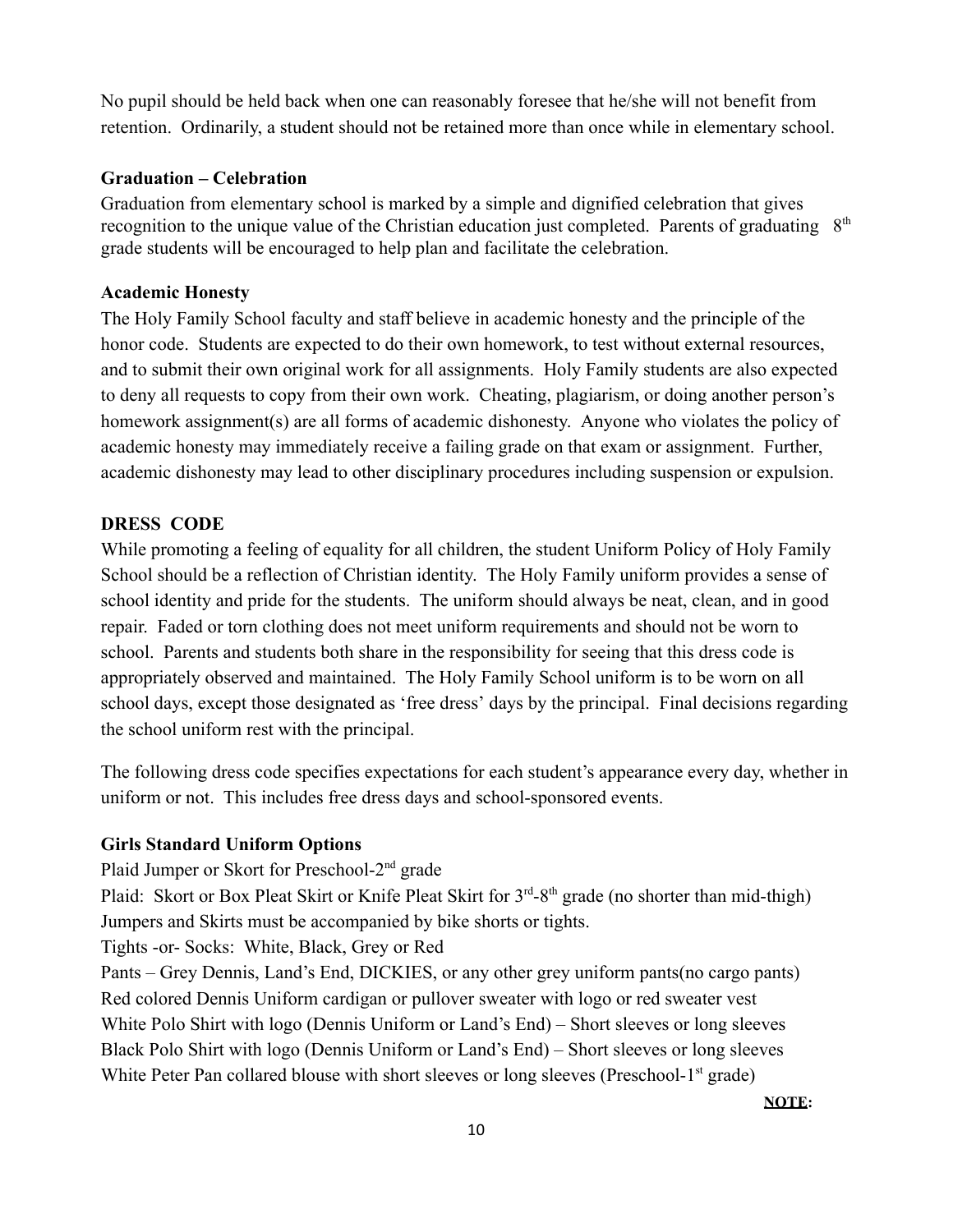No pupil should be held back when one can reasonably foresee that he/she will not benefit from retention. Ordinarily, a student should not be retained more than once while in elementary school.

**Graduation – Celebration**

Graduation from elementary school is marked by a simple and dignified celebration that gives recognition to the unique value of the Christian education just completed. Parents of graduating 8th grade students will be encouraged to help plan and facilitate the celebration.

**Academic Honesty**

The Holy Family School faculty and staff believe in academic honesty and the principle of the honor code. Students are expected to do their own homework, to test without external resources, and to submit their own original work for all assignments. Holy Family students are also expected to deny all requests to copy from their own work. Cheating, plagiarism, or doing another person's homework assignment(s) are all forms of academic dishonesty. Anyone who violates the policy of academic honesty may immediately receive a failing grade on that exam or assignment. Further, academic dishonesty may lead to other disciplinary procedures including suspension or expulsion.

## DRESS CODE

While promoting a feeling of equality for all children, the student Uniform Policy of Holy Family School should be a reflection of Christian identity. The Holy Family uniform provides a sense of school identity and pride for the students. The uniform should always be neat, clean, and in good repair. Faded or torn clothing does not meet uniform requirements and should not be worn to school. Parents and students both share in the responsibility for seeing that this dress code is appropriately observed and maintained. The Holy Family School uniform is to be worn on all school days, except those designated as 'free dress' days by the principal. Final decisions regarding the school uniform rest with the principal.

The following dress code specifies expectations for each student's appearance every day, whether in uniform or not. This includes free dress days and school-sponsored events.

**Girls Standard Uniform Options**

Plaid Jumper or Skort for Preschool-2nd grade
Plaid: Skort or Box Pleat Skirt or Knife Pleat Skirt for 3rd-8th grade (no shorter than mid-thigh)
Jumpers and Skirts must be accompanied by bike shorts or tights.
Tights -or- Socks: White, Black, Grey or Red
Pants – Grey Dennis, Land's End, DICKIES, or any other grey uniform pants(no cargo pants)
Red colored Dennis Uniform cardigan or pullover sweater with logo or red sweater vest
White Polo Shirt with logo (Dennis Uniform or Land's End) – Short sleeves or long sleeves
Black Polo Shirt with logo (Dennis Uniform or Land's End) – Short sleeves or long sleeves
White Peter Pan collared blouse with short sleeves or long sleeves (Preschool-1st grade)

**NOTE:**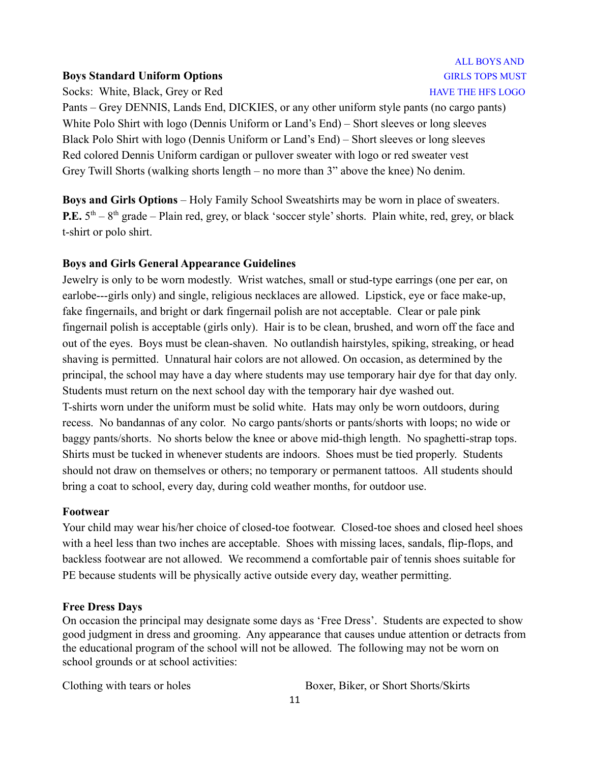**Boys Standard Uniform Options**

ALL BOYS AND GIRLS TOPS MUST HAVE THE HFS LOGO

Socks: White, Black, Grey or Red
Pants – Grey DENNIS, Lands End, DICKIES, or any other uniform style pants (no cargo pants)
White Polo Shirt with logo (Dennis Uniform or Land's End) – Short sleeves or long sleeves
Black Polo Shirt with logo (Dennis Uniform or Land's End) – Short sleeves or long sleeves
Red colored Dennis Uniform cardigan or pullover sweater with logo or red sweater vest
Grey Twill Shorts (walking shorts length – no more than 3" above the knee) No denim.

**Boys and Girls Options** – Holy Family School Sweatshirts may be worn in place of sweaters.
**P.E.** 5th – 8th grade – Plain red, grey, or black 'soccer style' shorts. Plain white, red, grey, or black t-shirt or polo shirt.

**Boys and Girls General Appearance Guidelines**

Jewelry is only to be worn modestly. Wrist watches, small or stud-type earrings (one per ear, on earlobe---girls only) and single, religious necklaces are allowed. Lipstick, eye or face make-up, fake fingernails, and bright or dark fingernail polish are not acceptable. Clear or pale pink fingernail polish is acceptable (girls only). Hair is to be clean, brushed, and worn off the face and out of the eyes. Boys must be clean-shaven. No outlandish hairstyles, spiking, streaking, or head shaving is permitted. Unnatural hair colors are not allowed. On occasion, as determined by the principal, the school may have a day where students may use temporary hair dye for that day only. Students must return on the next school day with the temporary hair dye washed out.
T-shirts worn under the uniform must be solid white. Hats may only be worn outdoors, during recess. No bandannas of any color. No cargo pants/shorts or pants/shorts with loops; no wide or baggy pants/shorts. No shorts below the knee or above mid-thigh length. No spaghetti-strap tops. Shirts must be tucked in whenever students are indoors. Shoes must be tied properly. Students should not draw on themselves or others; no temporary or permanent tattoos. All students should bring a coat to school, every day, during cold weather months, for outdoor use.

**Footwear**

Your child may wear his/her choice of closed-toe footwear. Closed-toe shoes and closed heel shoes with a heel less than two inches are acceptable. Shoes with missing laces, sandals, flip-flops, and backless footwear are not allowed. We recommend a comfortable pair of tennis shoes suitable for PE because students will be physically active outside every day, weather permitting.

**Free Dress Days**

On occasion the principal may designate some days as 'Free Dress'. Students are expected to show good judgment in dress and grooming. Any appearance that causes undue attention or detracts from the educational program of the school will not be allowed. The following may not be worn on school grounds or at school activities:

- Clothing with tears or holes
- Boxer, Biker, or Short Shorts/Skirts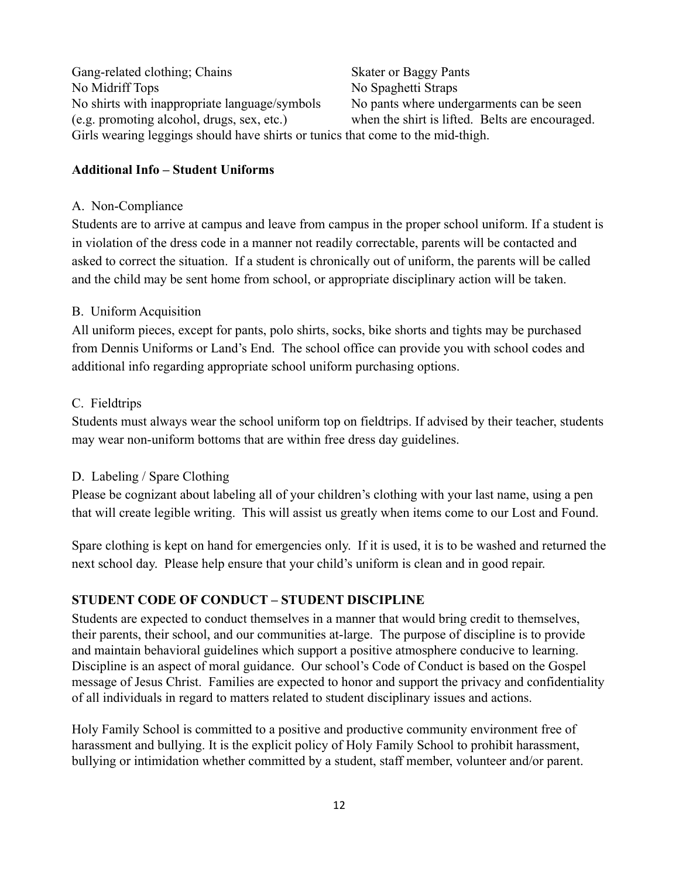Gang-related clothing; Chains

Skater or Baggy Pants

No Midriff Tops

No Spaghetti Straps

No shirts with inappropriate language/symbols (e.g. promoting alcohol, drugs, sex, etc.)

No pants where undergarments can be seen when the shirt is lifted. Belts are encouraged.

Girls wearing leggings should have shirts or tunics that come to the mid-thigh.

**Additional Info – Student Uniforms**

A. Non-Compliance

Students are to arrive at campus and leave from campus in the proper school uniform. If a student is in violation of the dress code in a manner not readily correctable, parents will be contacted and asked to correct the situation. If a student is chronically out of uniform, the parents will be called and the child may be sent home from school, or appropriate disciplinary action will be taken.

B. Uniform Acquisition

All uniform pieces, except for pants, polo shirts, socks, bike shorts and tights may be purchased from Dennis Uniforms or Land's End. The school office can provide you with school codes and additional info regarding appropriate school uniform purchasing options.

C. Fieldtrips

Students must always wear the school uniform top on fieldtrips. If advised by their teacher, students may wear non-uniform bottoms that are within free dress day guidelines.

D. Labeling / Spare Clothing

Please be cognizant about labeling all of your children's clothing with your last name, using a pen that will create legible writing. This will assist us greatly when items come to our Lost and Found.

Spare clothing is kept on hand for emergencies only. If it is used, it is to be washed and returned the next school day. Please help ensure that your child's uniform is clean and in good repair.

**STUDENT CODE OF CONDUCT – STUDENT DISCIPLINE**

Students are expected to conduct themselves in a manner that would bring credit to themselves, their parents, their school, and our communities at-large. The purpose of discipline is to provide and maintain behavioral guidelines which support a positive atmosphere conducive to learning. Discipline is an aspect of moral guidance. Our school's Code of Conduct is based on the Gospel message of Jesus Christ. Families are expected to honor and support the privacy and confidentiality of all individuals in regard to matters related to student disciplinary issues and actions.

Holy Family School is committed to a positive and productive community environment free of harassment and bullying. It is the explicit policy of Holy Family School to prohibit harassment, bullying or intimidation whether committed by a student, staff member, volunteer and/or parent.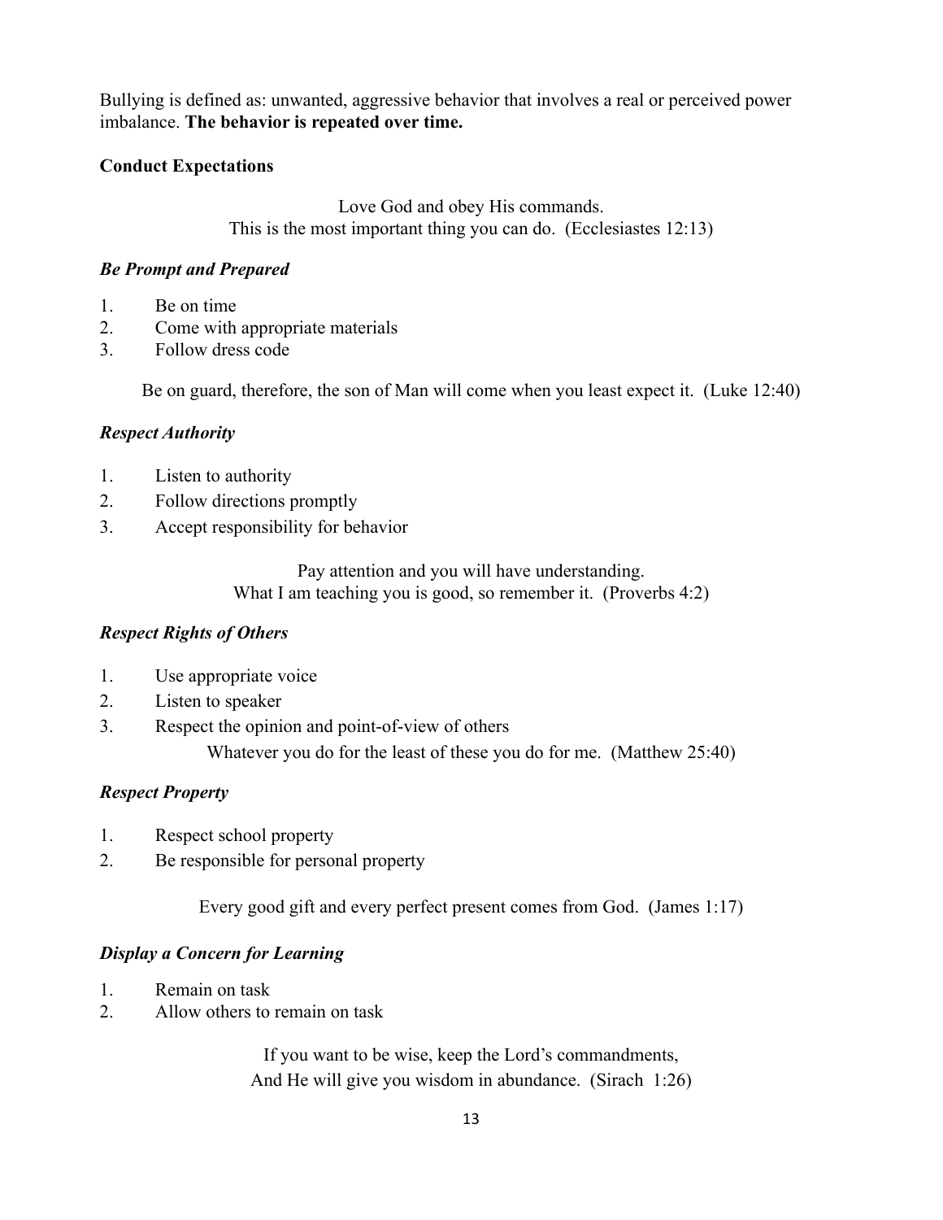Bullying is defined as: unwanted, aggressive behavior that involves a real or perceived power imbalance. **The behavior is repeated over time.**

**Conduct Expectations**

Love God and obey His commands.
This is the most important thing you can do. (Ecclesiastes 12:13)

***Be Prompt and Prepared***

1. Be on time
2. Come with appropriate materials
3. Follow dress code

Be on guard, therefore, the son of Man will come when you least expect it. (Luke 12:40)

***Respect Authority***

1. Listen to authority
2. Follow directions promptly
3. Accept responsibility for behavior

Pay attention and you will have understanding.
What I am teaching you is good, so remember it. (Proverbs 4:2)

***Respect Rights of Others***

1. Use appropriate voice
2. Listen to speaker
3. Respect the opinion and point-of-view of others

Whatever you do for the least of these you do for me. (Matthew 25:40)

***Respect Property***

1. Respect school property
2. Be responsible for personal property

Every good gift and every perfect present comes from God. (James 1:17)

***Display a Concern for Learning***

1. Remain on task
2. Allow others to remain on task

If you want to be wise, keep the Lord's commandments,
And He will give you wisdom in abundance. (Sirach 1:26)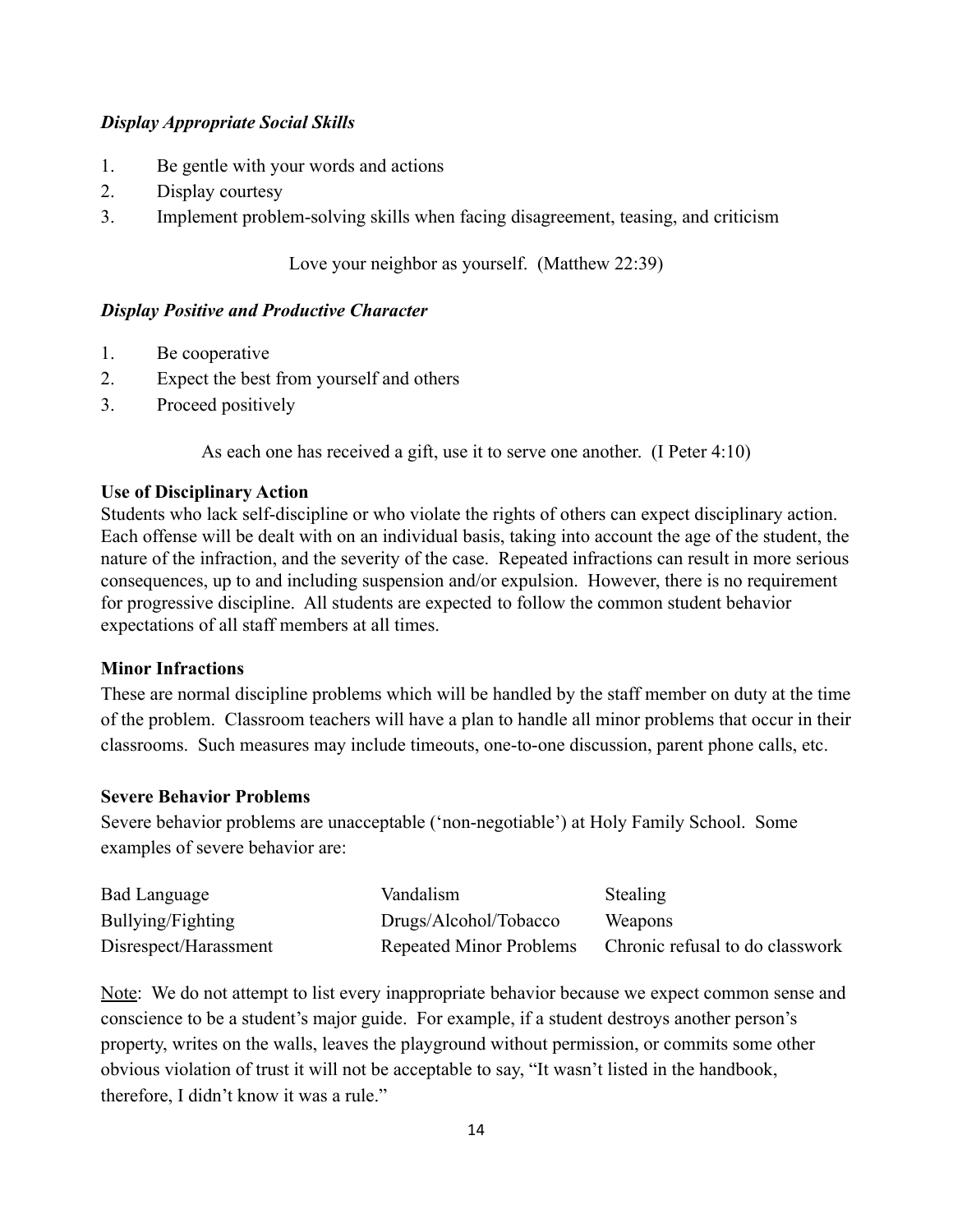***Display Appropriate Social Skills***

1. Be gentle with your words and actions
2. Display courtesy
3. Implement problem-solving skills when facing disagreement, teasing, and criticism

Love your neighbor as yourself. (Matthew 22:39)

***Display Positive and Productive Character***

1. Be cooperative
2. Expect the best from yourself and others
3. Proceed positively

As each one has received a gift, use it to serve one another. (I Peter 4:10)

**Use of Disciplinary Action**

Students who lack self-discipline or who violate the rights of others can expect disciplinary action. Each offense will be dealt with on an individual basis, taking into account the age of the student, the nature of the infraction, and the severity of the case. Repeated infractions can result in more serious consequences, up to and including suspension and/or expulsion. However, there is no requirement for progressive discipline. All students are expected to follow the common student behavior expectations of all staff members at all times.

**Minor Infractions**

These are normal discipline problems which will be handled by the staff member on duty at the time of the problem. Classroom teachers will have a plan to handle all minor problems that occur in their classrooms. Such measures may include timeouts, one-to-one discussion, parent phone calls, etc.

**Severe Behavior Problems**

Severe behavior problems are unacceptable ('non-negotiable') at Holy Family School. Some examples of severe behavior are:

| | | |
|---|---|---|
| Bad Language | Vandalism | Stealing |
| Bullying/Fighting | Drugs/Alcohol/Tobacco | Weapons |
| Disrespect/Harassment | Repeated Minor Problems | Chronic refusal to do classwork |

<u>Note</u>: We do not attempt to list every inappropriate behavior because we expect common sense and conscience to be a student's major guide. For example, if a student destroys another person's property, writes on the walls, leaves the playground without permission, or commits some other obvious violation of trust it will not be acceptable to say, "It wasn't listed in the handbook, therefore, I didn't know it was a rule."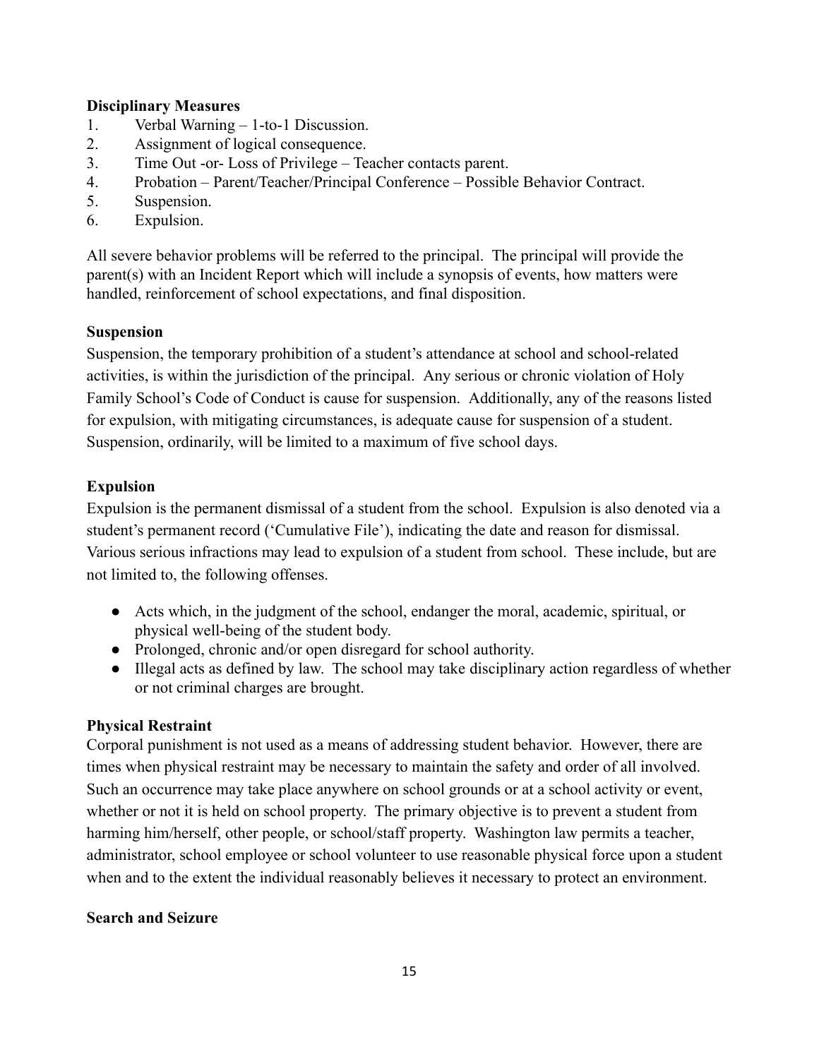**Disciplinary Measures**

1. Verbal Warning – 1-to-1 Discussion.
2. Assignment of logical consequence.
3. Time Out -or- Loss of Privilege – Teacher contacts parent.
4. Probation – Parent/Teacher/Principal Conference – Possible Behavior Contract.
5. Suspension.
6. Expulsion.

All severe behavior problems will be referred to the principal. The principal will provide the parent(s) with an Incident Report which will include a synopsis of events, how matters were handled, reinforcement of school expectations, and final disposition.

**Suspension**

Suspension, the temporary prohibition of a student's attendance at school and school-related activities, is within the jurisdiction of the principal. Any serious or chronic violation of Holy Family School's Code of Conduct is cause for suspension. Additionally, any of the reasons listed for expulsion, with mitigating circumstances, is adequate cause for suspension of a student. Suspension, ordinarily, will be limited to a maximum of five school days.

**Expulsion**

Expulsion is the permanent dismissal of a student from the school. Expulsion is also denoted via a student's permanent record ('Cumulative File'), indicating the date and reason for dismissal. Various serious infractions may lead to expulsion of a student from school. These include, but are not limited to, the following offenses.

- Acts which, in the judgment of the school, endanger the moral, academic, spiritual, or physical well-being of the student body.
- Prolonged, chronic and/or open disregard for school authority.
- Illegal acts as defined by law. The school may take disciplinary action regardless of whether or not criminal charges are brought.

**Physical Restraint**

Corporal punishment is not used as a means of addressing student behavior. However, there are times when physical restraint may be necessary to maintain the safety and order of all involved. Such an occurrence may take place anywhere on school grounds or at a school activity or event, whether or not it is held on school property. The primary objective is to prevent a student from harming him/herself, other people, or school/staff property. Washington law permits a teacher, administrator, school employee or school volunteer to use reasonable physical force upon a student when and to the extent the individual reasonably believes it necessary to protect an environment.

**Search and Seizure**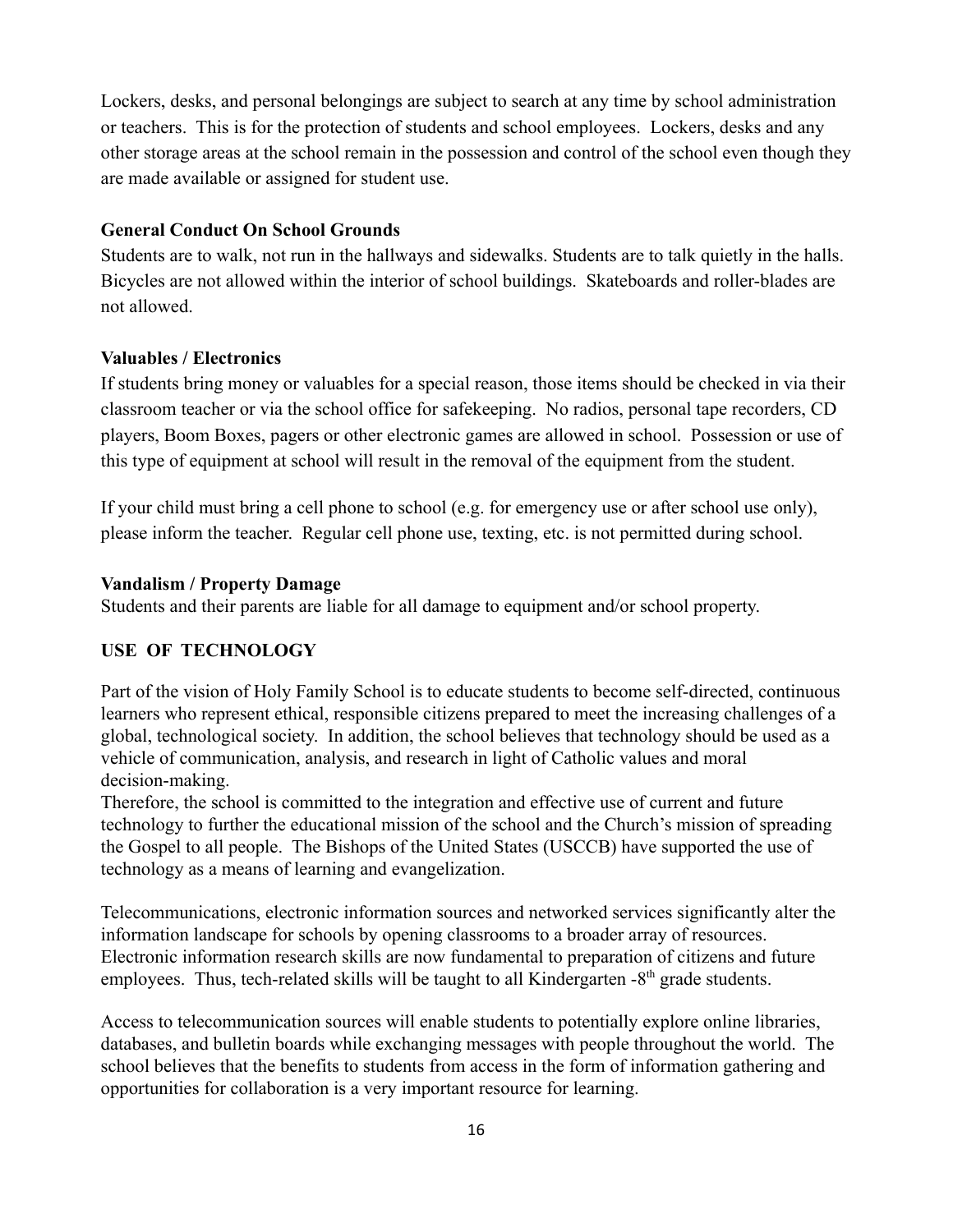Lockers, desks, and personal belongings are subject to search at any time by school administration or teachers. This is for the protection of students and school employees. Lockers, desks and any other storage areas at the school remain in the possession and control of the school even though they are made available or assigned for student use.

**General Conduct On School Grounds**

Students are to walk, not run in the hallways and sidewalks. Students are to talk quietly in the halls. Bicycles are not allowed within the interior of school buildings. Skateboards and roller-blades are not allowed.

**Valuables / Electronics**

If students bring money or valuables for a special reason, those items should be checked in via their classroom teacher or via the school office for safekeeping. No radios, personal tape recorders, CD players, Boom Boxes, pagers or other electronic games are allowed in school. Possession or use of this type of equipment at school will result in the removal of the equipment from the student.

If your child must bring a cell phone to school (e.g. for emergency use or after school use only), please inform the teacher. Regular cell phone use, texting, etc. is not permitted during school.

**Vandalism / Property Damage**

Students and their parents are liable for all damage to equipment and/or school property.

## USE OF TECHNOLOGY

Part of the vision of Holy Family School is to educate students to become self-directed, continuous learners who represent ethical, responsible citizens prepared to meet the increasing challenges of a global, technological society. In addition, the school believes that technology should be used as a vehicle of communication, analysis, and research in light of Catholic values and moral decision-making.

Therefore, the school is committed to the integration and effective use of current and future technology to further the educational mission of the school and the Church's mission of spreading the Gospel to all people. The Bishops of the United States (USCCB) have supported the use of technology as a means of learning and evangelization.

Telecommunications, electronic information sources and networked services significantly alter the information landscape for schools by opening classrooms to a broader array of resources. Electronic information research skills are now fundamental to preparation of citizens and future employees. Thus, tech-related skills will be taught to all Kindergarten -8th grade students.

Access to telecommunication sources will enable students to potentially explore online libraries, databases, and bulletin boards while exchanging messages with people throughout the world. The school believes that the benefits to students from access in the form of information gathering and opportunities for collaboration is a very important resource for learning.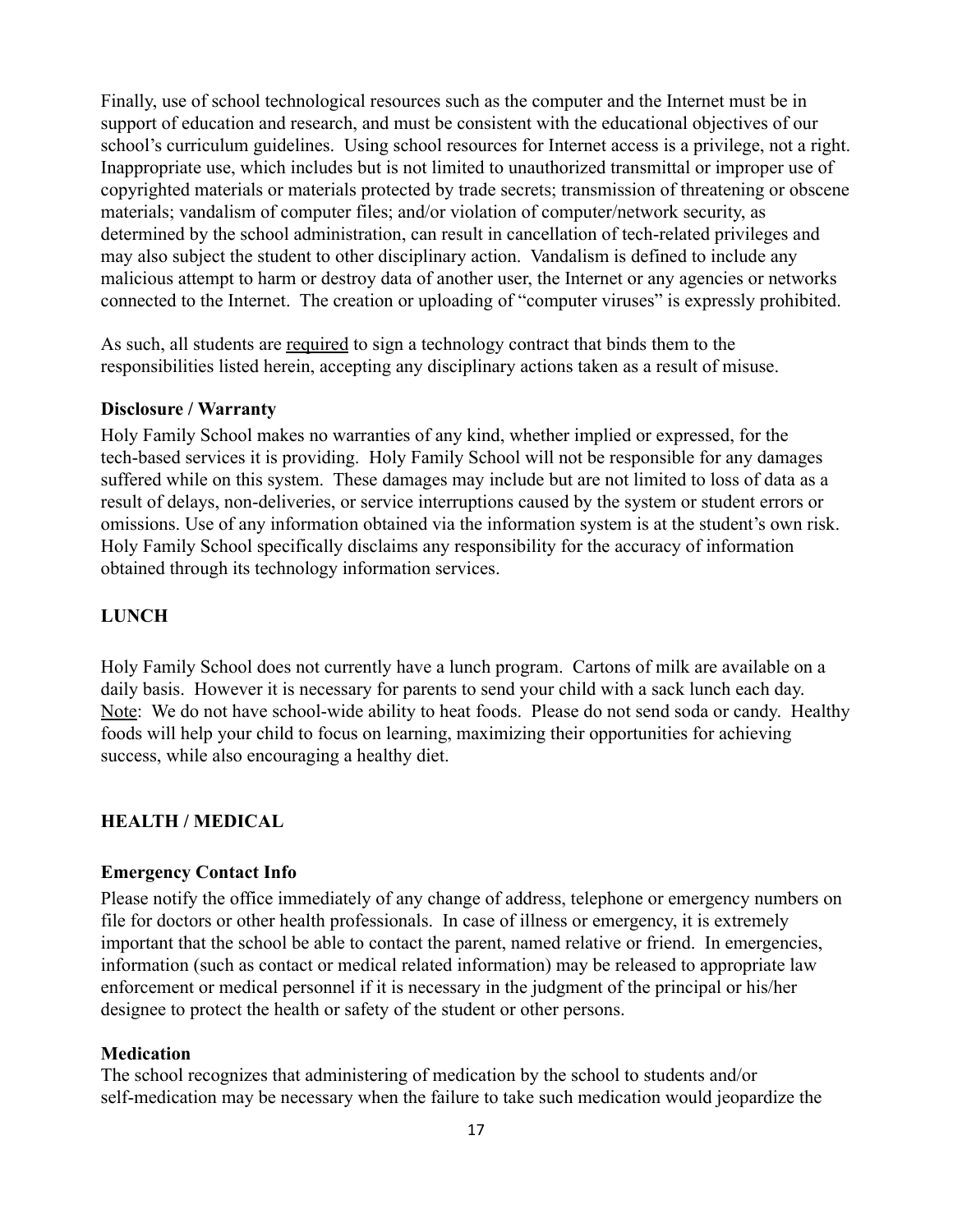Finally, use of school technological resources such as the computer and the Internet must be in support of education and research, and must be consistent with the educational objectives of our school's curriculum guidelines. Using school resources for Internet access is a privilege, not a right. Inappropriate use, which includes but is not limited to unauthorized transmittal or improper use of copyrighted materials or materials protected by trade secrets; transmission of threatening or obscene materials; vandalism of computer files; and/or violation of computer/network security, as determined by the school administration, can result in cancellation of tech-related privileges and may also subject the student to other disciplinary action. Vandalism is defined to include any malicious attempt to harm or destroy data of another user, the Internet or any agencies or networks connected to the Internet. The creation or uploading of "computer viruses" is expressly prohibited.

As such, all students are required to sign a technology contract that binds them to the responsibilities listed herein, accepting any disciplinary actions taken as a result of misuse.

**Disclosure / Warranty**

Holy Family School makes no warranties of any kind, whether implied or expressed, for the tech-based services it is providing. Holy Family School will not be responsible for any damages suffered while on this system. These damages may include but are not limited to loss of data as a result of delays, non-deliveries, or service interruptions caused by the system or student errors or omissions. Use of any information obtained via the information system is at the student's own risk. Holy Family School specifically disclaims any responsibility for the accuracy of information obtained through its technology information services.

## LUNCH

Holy Family School does not currently have a lunch program. Cartons of milk are available on a daily basis. However it is necessary for parents to send your child with a sack lunch each day. Note: We do not have school-wide ability to heat foods. Please do not send soda or candy. Healthy foods will help your child to focus on learning, maximizing their opportunities for achieving success, while also encouraging a healthy diet.

## HEALTH / MEDICAL

**Emergency Contact Info**

Please notify the office immediately of any change of address, telephone or emergency numbers on file for doctors or other health professionals. In case of illness or emergency, it is extremely important that the school be able to contact the parent, named relative or friend. In emergencies, information (such as contact or medical related information) may be released to appropriate law enforcement or medical personnel if it is necessary in the judgment of the principal or his/her designee to protect the health or safety of the student or other persons.

**Medication**

The school recognizes that administering of medication by the school to students and/or self-medication may be necessary when the failure to take such medication would jeopardize the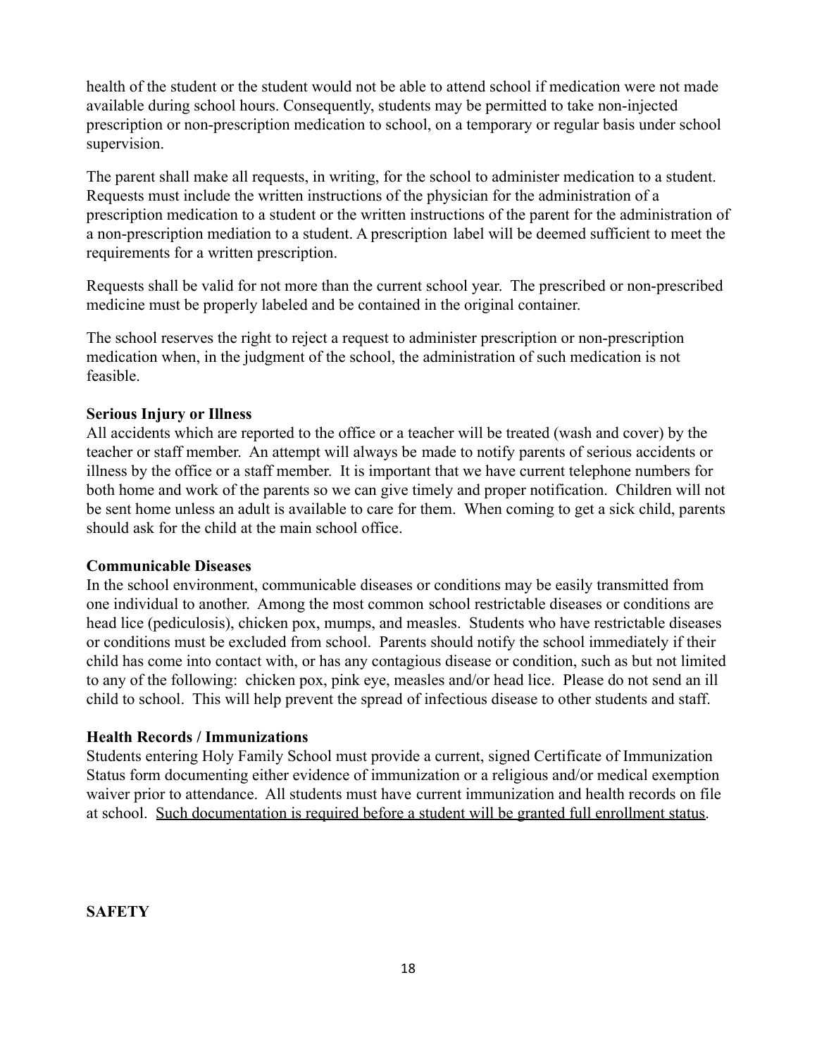health of the student or the student would not be able to attend school if medication were not made available during school hours. Consequently, students may be permitted to take non-injected prescription or non-prescription medication to school, on a temporary or regular basis under school supervision.

The parent shall make all requests, in writing, for the school to administer medication to a student. Requests must include the written instructions of the physician for the administration of a prescription medication to a student or the written instructions of the parent for the administration of a non-prescription mediation to a student. A prescription label will be deemed sufficient to meet the requirements for a written prescription.

Requests shall be valid for not more than the current school year. The prescribed or non-prescribed medicine must be properly labeled and be contained in the original container.

The school reserves the right to reject a request to administer prescription or non-prescription medication when, in the judgment of the school, the administration of such medication is not feasible.

**Serious Injury or Illness**

All accidents which are reported to the office or a teacher will be treated (wash and cover) by the teacher or staff member. An attempt will always be made to notify parents of serious accidents or illness by the office or a staff member. It is important that we have current telephone numbers for both home and work of the parents so we can give timely and proper notification. Children will not be sent home unless an adult is available to care for them. When coming to get a sick child, parents should ask for the child at the main school office.

**Communicable Diseases**

In the school environment, communicable diseases or conditions may be easily transmitted from one individual to another. Among the most common school restrictable diseases or conditions are head lice (pediculosis), chicken pox, mumps, and measles. Students who have restrictable diseases or conditions must be excluded from school. Parents should notify the school immediately if their child has come into contact with, or has any contagious disease or condition, such as but not limited to any of the following: chicken pox, pink eye, measles and/or head lice. Please do not send an ill child to school. This will help prevent the spread of infectious disease to other students and staff.

**Health Records / Immunizations**

Students entering Holy Family School must provide a current, signed Certificate of Immunization Status form documenting either evidence of immunization or a religious and/or medical exemption waiver prior to attendance. All students must have current immunization and health records on file at school. <u>Such documentation is required before a student will be granted full enrollment status</u>.

**SAFETY**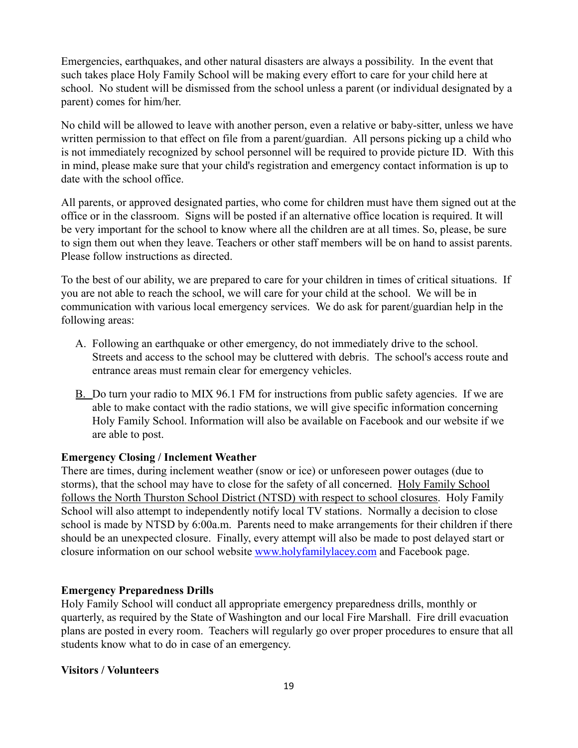Emergencies, earthquakes, and other natural disasters are always a possibility. In the event that such takes place Holy Family School will be making every effort to care for your child here at school. No student will be dismissed from the school unless a parent (or individual designated by a parent) comes for him/her.

No child will be allowed to leave with another person, even a relative or baby-sitter, unless we have written permission to that effect on file from a parent/guardian. All persons picking up a child who is not immediately recognized by school personnel will be required to provide picture ID. With this in mind, please make sure that your child's registration and emergency contact information is up to date with the school office.

All parents, or approved designated parties, who come for children must have them signed out at the office or in the classroom. Signs will be posted if an alternative office location is required. It will be very important for the school to know where all the children are at all times. So, please, be sure to sign them out when they leave. Teachers or other staff members will be on hand to assist parents. Please follow instructions as directed.

To the best of our ability, we are prepared to care for your children in times of critical situations. If you are not able to reach the school, we will care for your child at the school. We will be in communication with various local emergency services. We do ask for parent/guardian help in the following areas:

A. Following an earthquake or other emergency, do not immediately drive to the school. Streets and access to the school may be cluttered with debris. The school's access route and entrance areas must remain clear for emergency vehicles.

B. Do turn your radio to MIX 96.1 FM for instructions from public safety agencies. If we are able to make contact with the radio stations, we will give specific information concerning Holy Family School. Information will also be available on Facebook and our website if we are able to post.

**Emergency Closing / Inclement Weather**

There are times, during inclement weather (snow or ice) or unforeseen power outages (due to storms), that the school may have to close for the safety of all concerned. Holy Family School follows the North Thurston School District (NTSD) with respect to school closures. Holy Family School will also attempt to independently notify local TV stations. Normally a decision to close school is made by NTSD by 6:00a.m. Parents need to make arrangements for their children if there should be an unexpected closure. Finally, every attempt will also be made to post delayed start or closure information on our school website [www.holyfamilylacey.com](http://www.holyfamilylacey.com) and Facebook page.

**Emergency Preparedness Drills**

Holy Family School will conduct all appropriate emergency preparedness drills, monthly or quarterly, as required by the State of Washington and our local Fire Marshall. Fire drill evacuation plans are posted in every room. Teachers will regularly go over proper procedures to ensure that all students know what to do in case of an emergency.

**Visitors / Volunteers**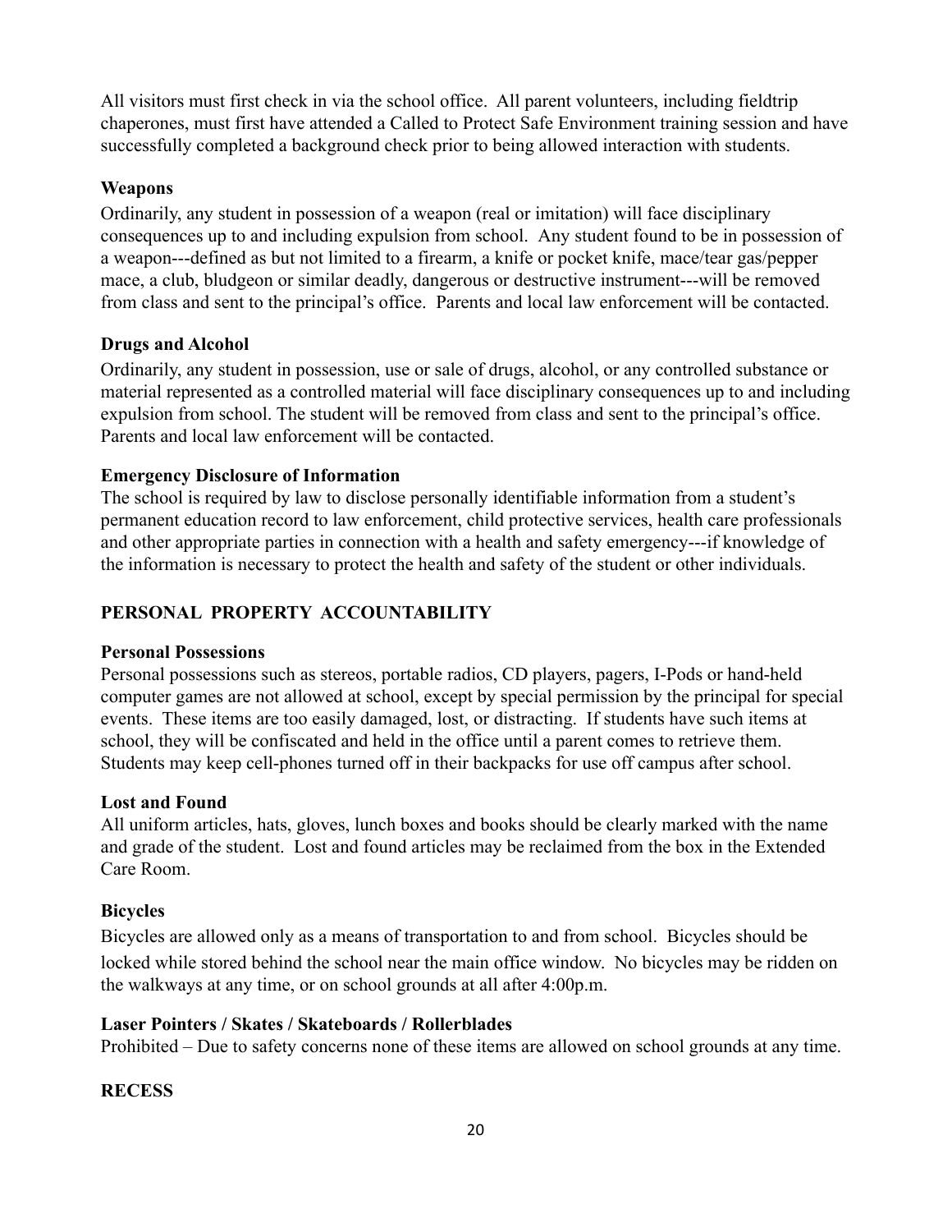All visitors must first check in via the school office. All parent volunteers, including fieldtrip chaperones, must first have attended a Called to Protect Safe Environment training session and have successfully completed a background check prior to being allowed interaction with students.

### Weapons

Ordinarily, any student in possession of a weapon (real or imitation) will face disciplinary consequences up to and including expulsion from school. Any student found to be in possession of a weapon---defined as but not limited to a firearm, a knife or pocket knife, mace/tear gas/pepper mace, a club, bludgeon or similar deadly, dangerous or destructive instrument---will be removed from class and sent to the principal's office. Parents and local law enforcement will be contacted.

### Drugs and Alcohol

Ordinarily, any student in possession, use or sale of drugs, alcohol, or any controlled substance or material represented as a controlled material will face disciplinary consequences up to and including expulsion from school. The student will be removed from class and sent to the principal's office. Parents and local law enforcement will be contacted.

### Emergency Disclosure of Information

The school is required by law to disclose personally identifiable information from a student's permanent education record to law enforcement, child protective services, health care professionals and other appropriate parties in connection with a health and safety emergency---if knowledge of the information is necessary to protect the health and safety of the student or other individuals.

## PERSONAL PROPERTY ACCOUNTABILITY

### Personal Possessions

Personal possessions such as stereos, portable radios, CD players, pagers, I-Pods or hand-held computer games are not allowed at school, except by special permission by the principal for special events. These items are too easily damaged, lost, or distracting. If students have such items at school, they will be confiscated and held in the office until a parent comes to retrieve them. Students may keep cell-phones turned off in their backpacks for use off campus after school.

### Lost and Found

All uniform articles, hats, gloves, lunch boxes and books should be clearly marked with the name and grade of the student. Lost and found articles may be reclaimed from the box in the Extended Care Room.

### Bicycles

Bicycles are allowed only as a means of transportation to and from school. Bicycles should be locked while stored behind the school near the main office window. No bicycles may be ridden on the walkways at any time, or on school grounds at all after 4:00p.m.

### Laser Pointers / Skates / Skateboards / Rollerblades

Prohibited – Due to safety concerns none of these items are allowed on school grounds at any time.

## RECESS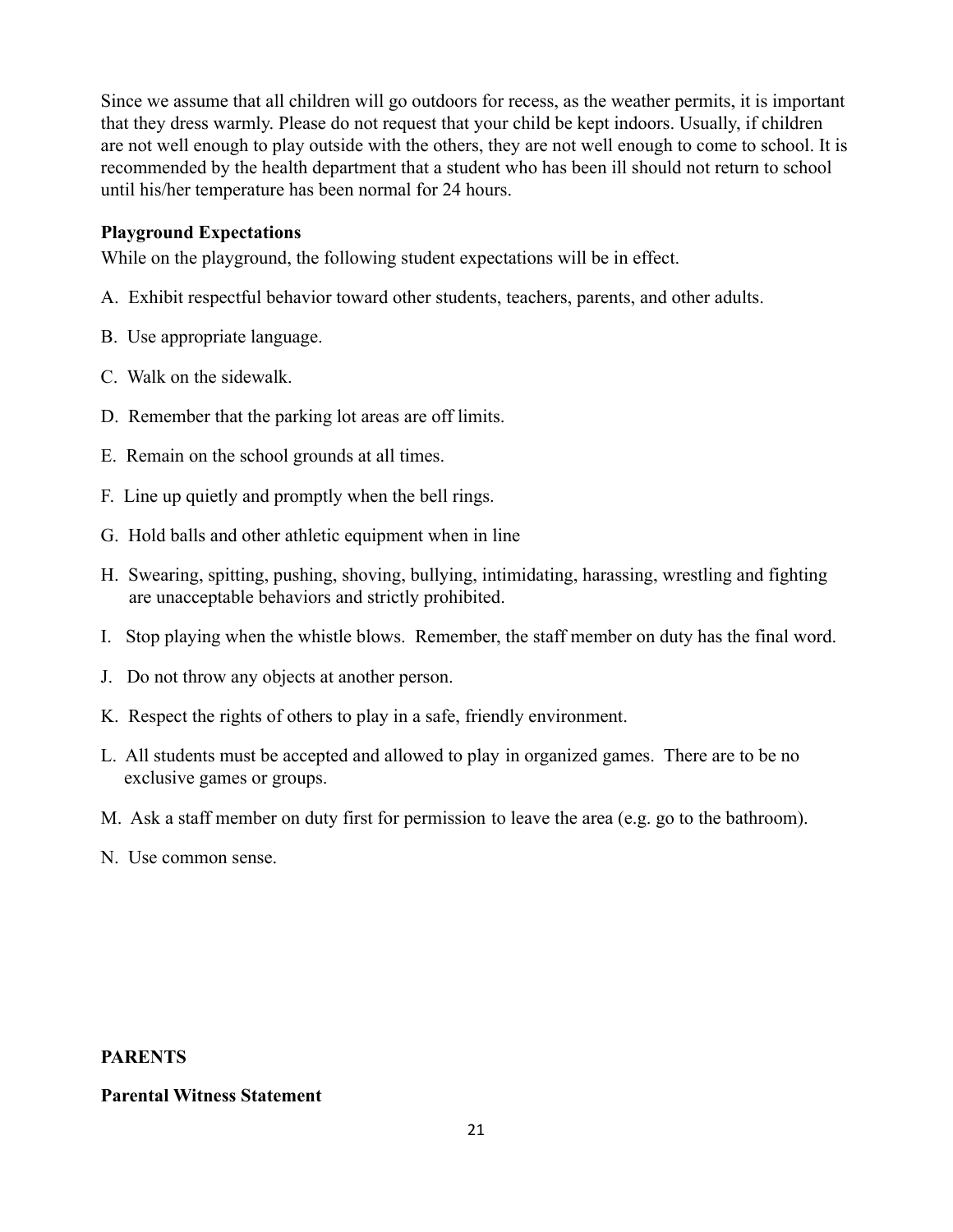Since we assume that all children will go outdoors for recess, as the weather permits, it is important that they dress warmly. Please do not request that your child be kept indoors. Usually, if children are not well enough to play outside with the others, they are not well enough to come to school. It is recommended by the health department that a student who has been ill should not return to school until his/her temperature has been normal for 24 hours.

**Playground Expectations**

While on the playground, the following student expectations will be in effect.

A. Exhibit respectful behavior toward other students, teachers, parents, and other adults.

B. Use appropriate language.

C. Walk on the sidewalk.

D. Remember that the parking lot areas are off limits.

E. Remain on the school grounds at all times.

F. Line up quietly and promptly when the bell rings.

G. Hold balls and other athletic equipment when in line

H. Swearing, spitting, pushing, shoving, bullying, intimidating, harassing, wrestling and fighting are unacceptable behaviors and strictly prohibited.

I. Stop playing when the whistle blows. Remember, the staff member on duty has the final word.

J. Do not throw any objects at another person.

K. Respect the rights of others to play in a safe, friendly environment.

L. All students must be accepted and allowed to play in organized games. There are to be no exclusive games or groups.

M. Ask a staff member on duty first for permission to leave the area (e.g. go to the bathroom).

N. Use common sense.

**PARENTS**

**Parental Witness Statement**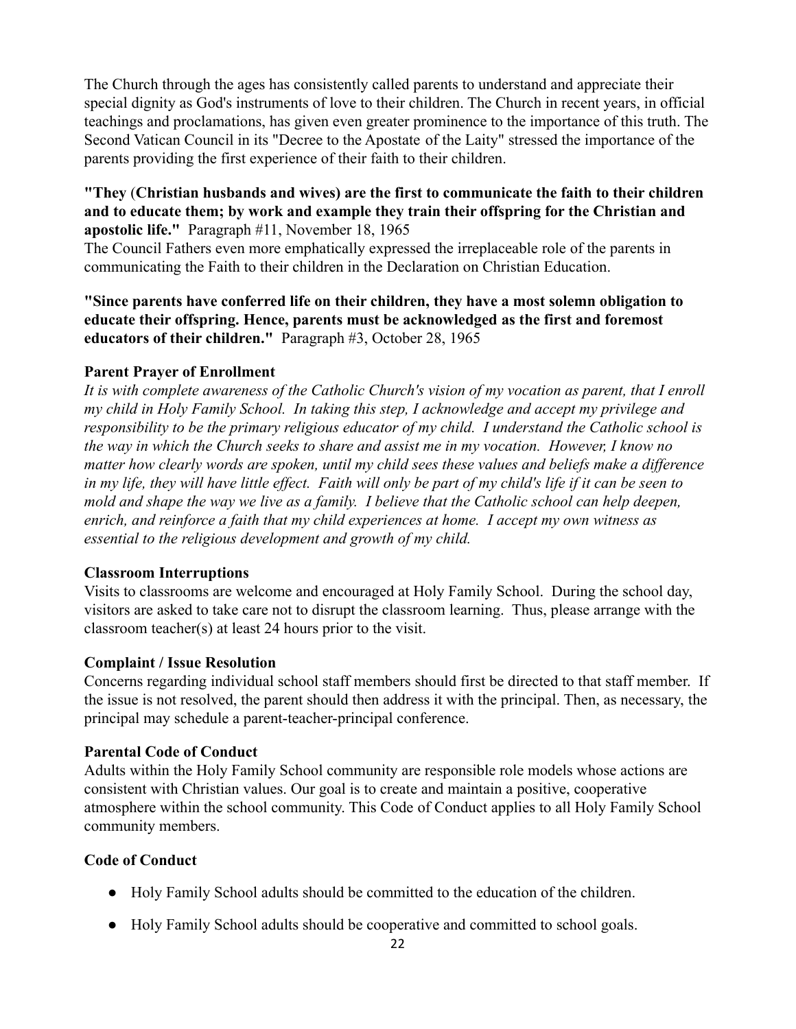The Church through the ages has consistently called parents to understand and appreciate their special dignity as God's instruments of love to their children. The Church in recent years, in official teachings and proclamations, has given even greater prominence to the importance of this truth. The Second Vatican Council in its "Decree to the Apostate of the Laity" stressed the importance of the parents providing the first experience of their faith to their children.

**"They (Christian husbands and wives) are the first to communicate the faith to their children and to educate them; by work and example they train their offspring for the Christian and apostolic life."** Paragraph #11, November 18, 1965

The Council Fathers even more emphatically expressed the irreplaceable role of the parents in communicating the Faith to their children in the Declaration on Christian Education.

**"Since parents have conferred life on their children, they have a most solemn obligation to educate their offspring. Hence, parents must be acknowledged as the first and foremost educators of their children."** Paragraph #3, October 28, 1965

**Parent Prayer of Enrollment**

*It is with complete awareness of the Catholic Church's vision of my vocation as parent, that I enroll my child in Holy Family School. In taking this step, I acknowledge and accept my privilege and responsibility to be the primary religious educator of my child. I understand the Catholic school is the way in which the Church seeks to share and assist me in my vocation. However, I know no matter how clearly words are spoken, until my child sees these values and beliefs make a difference in my life, they will have little effect. Faith will only be part of my child's life if it can be seen to mold and shape the way we live as a family. I believe that the Catholic school can help deepen, enrich, and reinforce a faith that my child experiences at home. I accept my own witness as essential to the religious development and growth of my child.*

**Classroom Interruptions**

Visits to classrooms are welcome and encouraged at Holy Family School. During the school day, visitors are asked to take care not to disrupt the classroom learning. Thus, please arrange with the classroom teacher(s) at least 24 hours prior to the visit.

**Complaint / Issue Resolution**

Concerns regarding individual school staff members should first be directed to that staff member. If the issue is not resolved, the parent should then address it with the principal. Then, as necessary, the principal may schedule a parent-teacher-principal conference.

**Parental Code of Conduct**

Adults within the Holy Family School community are responsible role models whose actions are consistent with Christian values. Our goal is to create and maintain a positive, cooperative atmosphere within the school community. This Code of Conduct applies to all Holy Family School community members.

**Code of Conduct**

- Holy Family School adults should be committed to the education of the children.
- Holy Family School adults should be cooperative and committed to school goals.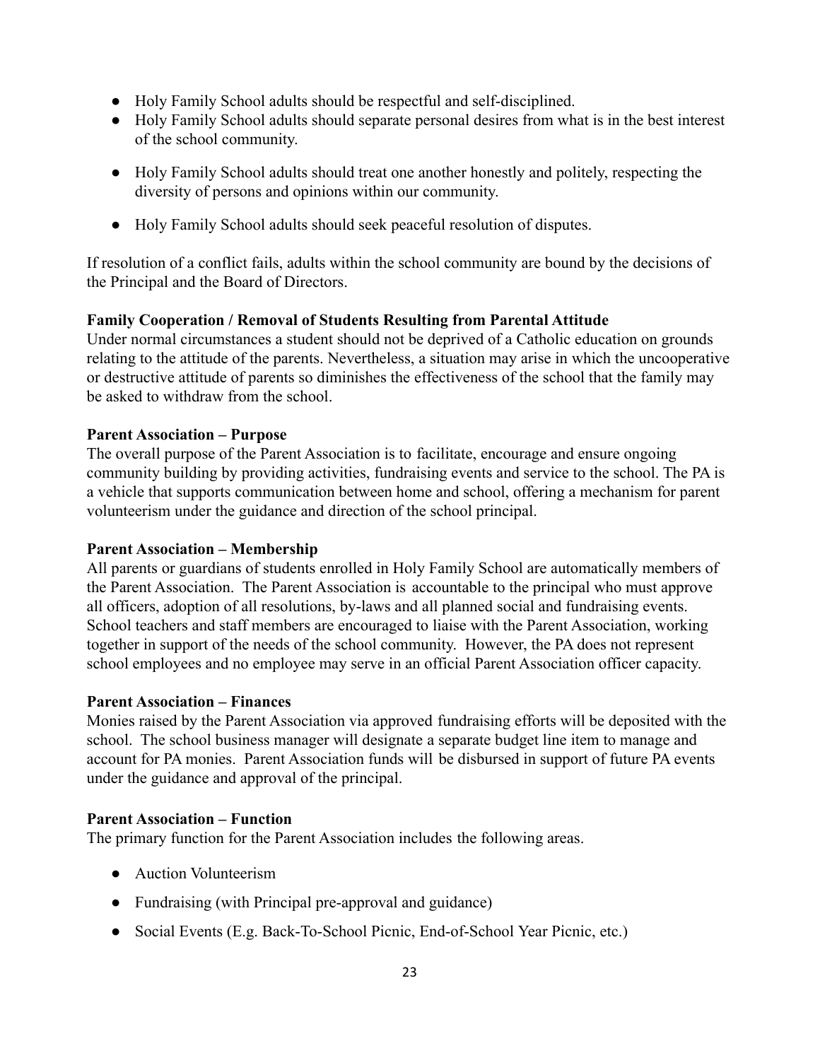- Holy Family School adults should be respectful and self-disciplined.
- Holy Family School adults should separate personal desires from what is in the best interest of the school community.
- Holy Family School adults should treat one another honestly and politely, respecting the diversity of persons and opinions within our community.
- Holy Family School adults should seek peaceful resolution of disputes.

If resolution of a conflict fails, adults within the school community are bound by the decisions of the Principal and the Board of Directors.

**Family Cooperation / Removal of Students Resulting from Parental Attitude**
Under normal circumstances a student should not be deprived of a Catholic education on grounds relating to the attitude of the parents. Nevertheless, a situation may arise in which the uncooperative or destructive attitude of parents so diminishes the effectiveness of the school that the family may be asked to withdraw from the school.

**Parent Association – Purpose**
The overall purpose of the Parent Association is to facilitate, encourage and ensure ongoing community building by providing activities, fundraising events and service to the school. The PA is a vehicle that supports communication between home and school, offering a mechanism for parent volunteerism under the guidance and direction of the school principal.

**Parent Association – Membership**
All parents or guardians of students enrolled in Holy Family School are automatically members of the Parent Association. The Parent Association is accountable to the principal who must approve all officers, adoption of all resolutions, by-laws and all planned social and fundraising events. School teachers and staff members are encouraged to liaise with the Parent Association, working together in support of the needs of the school community. However, the PA does not represent school employees and no employee may serve in an official Parent Association officer capacity.

**Parent Association – Finances**
Monies raised by the Parent Association via approved fundraising efforts will be deposited with the school. The school business manager will designate a separate budget line item to manage and account for PA monies. Parent Association funds will be disbursed in support of future PA events under the guidance and approval of the principal.

**Parent Association – Function**
The primary function for the Parent Association includes the following areas.

- Auction Volunteerism
- Fundraising (with Principal pre-approval and guidance)
- Social Events (E.g. Back-To-School Picnic, End-of-School Year Picnic, etc.)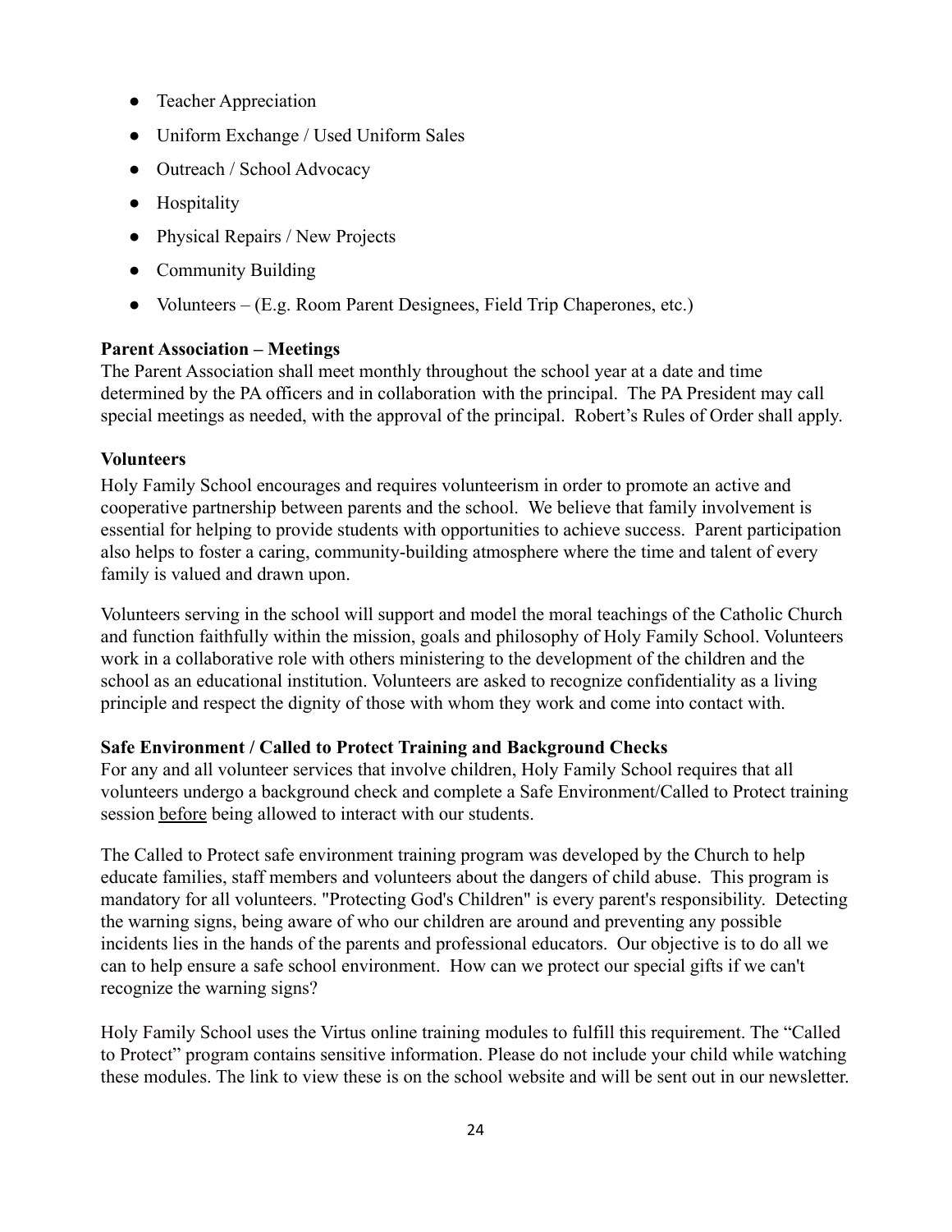- Teacher Appreciation
- Uniform Exchange / Used Uniform Sales
- Outreach / School Advocacy
- Hospitality
- Physical Repairs / New Projects
- Community Building
- Volunteers – (E.g. Room Parent Designees, Field Trip Chaperones, etc.)

**Parent Association – Meetings**

The Parent Association shall meet monthly throughout the school year at a date and time determined by the PA officers and in collaboration with the principal. The PA President may call special meetings as needed, with the approval of the principal. Robert's Rules of Order shall apply.

**Volunteers**

Holy Family School encourages and requires volunteerism in order to promote an active and cooperative partnership between parents and the school. We believe that family involvement is essential for helping to provide students with opportunities to achieve success. Parent participation also helps to foster a caring, community-building atmosphere where the time and talent of every family is valued and drawn upon.

Volunteers serving in the school will support and model the moral teachings of the Catholic Church and function faithfully within the mission, goals and philosophy of Holy Family School. Volunteers work in a collaborative role with others ministering to the development of the children and the school as an educational institution. Volunteers are asked to recognize confidentiality as a living principle and respect the dignity of those with whom they work and come into contact with.

**Safe Environment / Called to Protect Training and Background Checks**

For any and all volunteer services that involve children, Holy Family School requires that all volunteers undergo a background check and complete a Safe Environment/Called to Protect training session <u>before</u> being allowed to interact with our students.

The Called to Protect safe environment training program was developed by the Church to help educate families, staff members and volunteers about the dangers of child abuse. This program is mandatory for all volunteers. "Protecting God's Children" is every parent's responsibility. Detecting the warning signs, being aware of who our children are around and preventing any possible incidents lies in the hands of the parents and professional educators. Our objective is to do all we can to help ensure a safe school environment. How can we protect our special gifts if we can't recognize the warning signs?

Holy Family School uses the Virtus online training modules to fulfill this requirement. The "Called to Protect" program contains sensitive information. Please do not include your child while watching these modules. The link to view these is on the school website and will be sent out in our newsletter.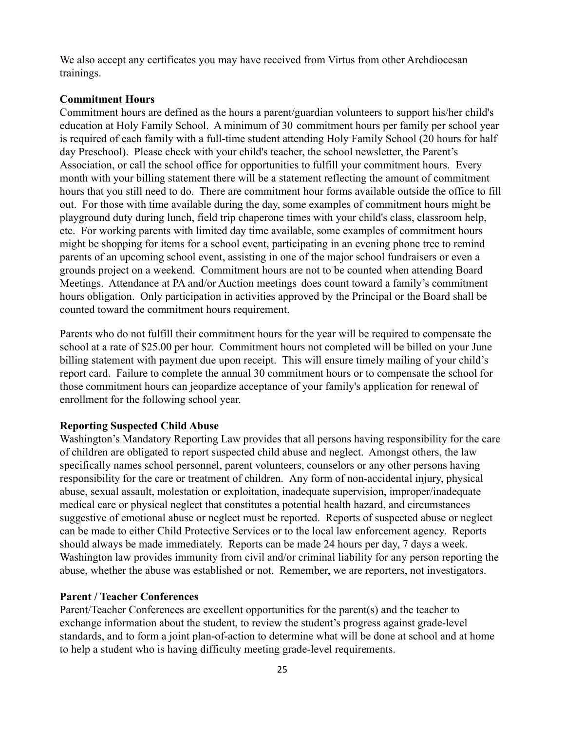We also accept any certificates you may have received from Virtus from other Archdiocesan trainings.

**Commitment Hours**

Commitment hours are defined as the hours a parent/guardian volunteers to support his/her child's education at Holy Family School. A minimum of 30 commitment hours per family per school year is required of each family with a full-time student attending Holy Family School (20 hours for half day Preschool). Please check with your child's teacher, the school newsletter, the Parent's Association, or call the school office for opportunities to fulfill your commitment hours. Every month with your billing statement there will be a statement reflecting the amount of commitment hours that you still need to do. There are commitment hour forms available outside the office to fill out. For those with time available during the day, some examples of commitment hours might be playground duty during lunch, field trip chaperone times with your child's class, classroom help, etc. For working parents with limited day time available, some examples of commitment hours might be shopping for items for a school event, participating in an evening phone tree to remind parents of an upcoming school event, assisting in one of the major school fundraisers or even a grounds project on a weekend. Commitment hours are not to be counted when attending Board Meetings. Attendance at PA and/or Auction meetings does count toward a family's commitment hours obligation. Only participation in activities approved by the Principal or the Board shall be counted toward the commitment hours requirement.

Parents who do not fulfill their commitment hours for the year will be required to compensate the school at a rate of $25.00 per hour. Commitment hours not completed will be billed on your June billing statement with payment due upon receipt. This will ensure timely mailing of your child's report card. Failure to complete the annual 30 commitment hours or to compensate the school for those commitment hours can jeopardize acceptance of your family's application for renewal of enrollment for the following school year.

**Reporting Suspected Child Abuse**

Washington's Mandatory Reporting Law provides that all persons having responsibility for the care of children are obligated to report suspected child abuse and neglect. Amongst others, the law specifically names school personnel, parent volunteers, counselors or any other persons having responsibility for the care or treatment of children. Any form of non-accidental injury, physical abuse, sexual assault, molestation or exploitation, inadequate supervision, improper/inadequate medical care or physical neglect that constitutes a potential health hazard, and circumstances suggestive of emotional abuse or neglect must be reported. Reports of suspected abuse or neglect can be made to either Child Protective Services or to the local law enforcement agency. Reports should always be made immediately. Reports can be made 24 hours per day, 7 days a week. Washington law provides immunity from civil and/or criminal liability for any person reporting the abuse, whether the abuse was established or not. Remember, we are reporters, not investigators.

**Parent / Teacher Conferences**

Parent/Teacher Conferences are excellent opportunities for the parent(s) and the teacher to exchange information about the student, to review the student's progress against grade-level standards, and to form a joint plan-of-action to determine what will be done at school and at home to help a student who is having difficulty meeting grade-level requirements.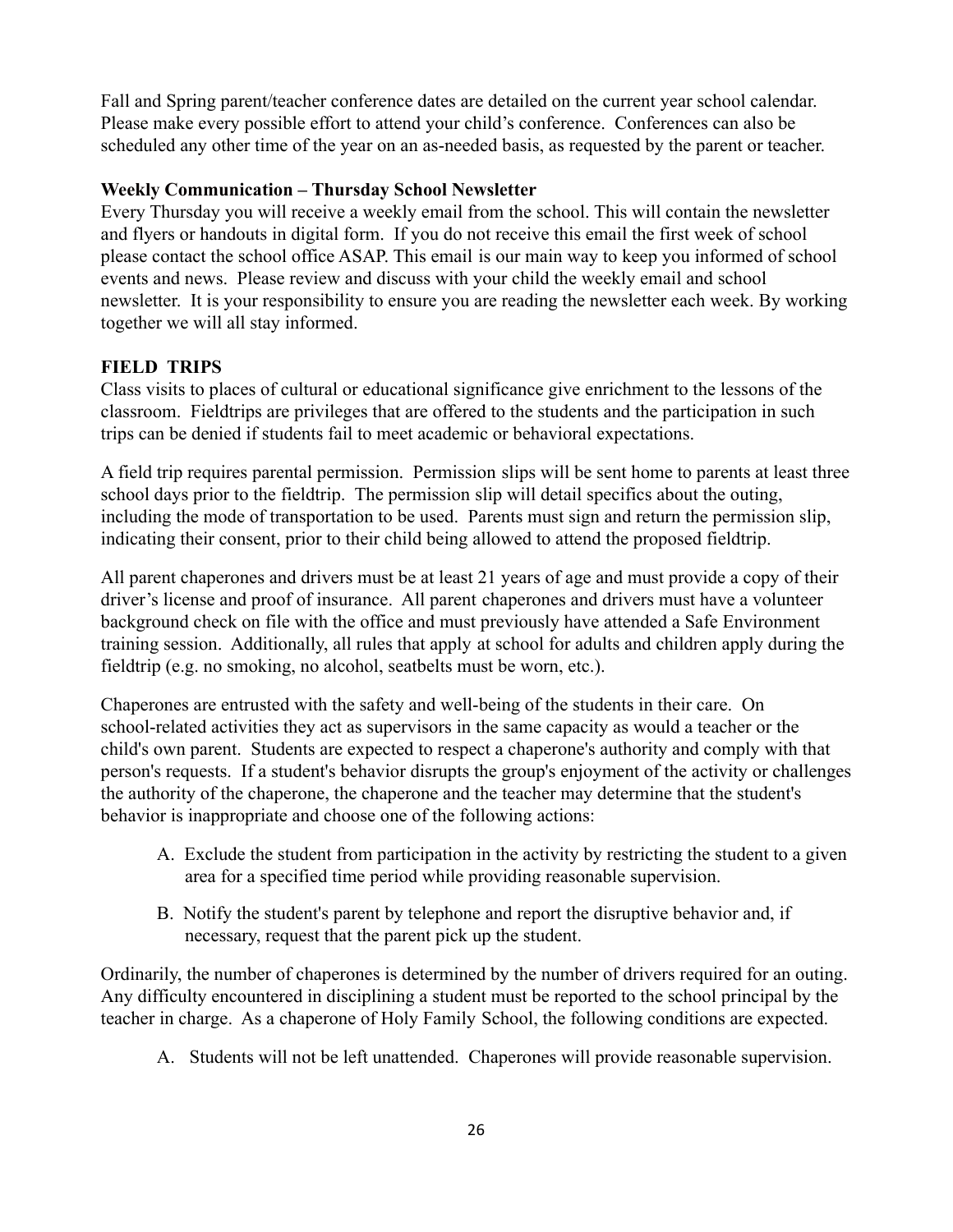Fall and Spring parent/teacher conference dates are detailed on the current year school calendar. Please make every possible effort to attend your child's conference. Conferences can also be scheduled any other time of the year on an as-needed basis, as requested by the parent or teacher.

**Weekly Communication – Thursday School Newsletter**

Every Thursday you will receive a weekly email from the school. This will contain the newsletter and flyers or handouts in digital form. If you do not receive this email the first week of school please contact the school office ASAP. This email is our main way to keep you informed of school events and news. Please review and discuss with your child the weekly email and school newsletter. It is your responsibility to ensure you are reading the newsletter each week. By working together we will all stay informed.

## FIELD TRIPS

Class visits to places of cultural or educational significance give enrichment to the lessons of the classroom. Fieldtrips are privileges that are offered to the students and the participation in such trips can be denied if students fail to meet academic or behavioral expectations.

A field trip requires parental permission. Permission slips will be sent home to parents at least three school days prior to the fieldtrip. The permission slip will detail specifics about the outing, including the mode of transportation to be used. Parents must sign and return the permission slip, indicating their consent, prior to their child being allowed to attend the proposed fieldtrip.

All parent chaperones and drivers must be at least 21 years of age and must provide a copy of their driver's license and proof of insurance. All parent chaperones and drivers must have a volunteer background check on file with the office and must previously have attended a Safe Environment training session. Additionally, all rules that apply at school for adults and children apply during the fieldtrip (e.g. no smoking, no alcohol, seatbelts must be worn, etc.).

Chaperones are entrusted with the safety and well-being of the students in their care. On school-related activities they act as supervisors in the same capacity as would a teacher or the child's own parent. Students are expected to respect a chaperone's authority and comply with that person's requests. If a student's behavior disrupts the group's enjoyment of the activity or challenges the authority of the chaperone, the chaperone and the teacher may determine that the student's behavior is inappropriate and choose one of the following actions:

A. Exclude the student from participation in the activity by restricting the student to a given area for a specified time period while providing reasonable supervision.

B. Notify the student's parent by telephone and report the disruptive behavior and, if necessary, request that the parent pick up the student.

Ordinarily, the number of chaperones is determined by the number of drivers required for an outing. Any difficulty encountered in disciplining a student must be reported to the school principal by the teacher in charge. As a chaperone of Holy Family School, the following conditions are expected.

A. Students will not be left unattended. Chaperones will provide reasonable supervision.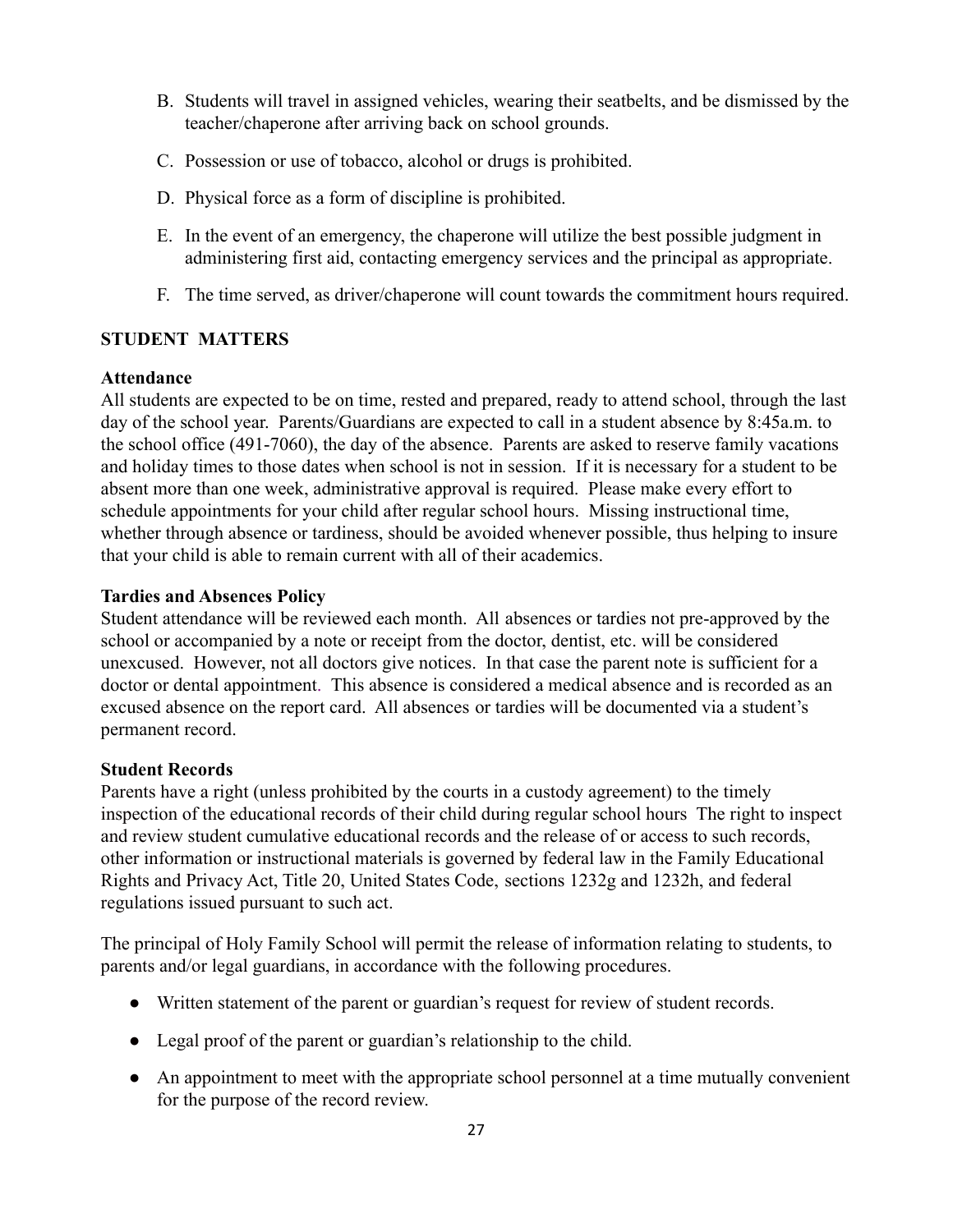B. Students will travel in assigned vehicles, wearing their seatbelts, and be dismissed by the teacher/chaperone after arriving back on school grounds.

C. Possession or use of tobacco, alcohol or drugs is prohibited.

D. Physical force as a form of discipline is prohibited.

E. In the event of an emergency, the chaperone will utilize the best possible judgment in administering first aid, contacting emergency services and the principal as appropriate.

F. The time served, as driver/chaperone will count towards the commitment hours required.

## STUDENT MATTERS

### Attendance

All students are expected to be on time, rested and prepared, ready to attend school, through the last day of the school year. Parents/Guardians are expected to call in a student absence by 8:45a.m. to the school office (491-7060), the day of the absence. Parents are asked to reserve family vacations and holiday times to those dates when school is not in session. If it is necessary for a student to be absent more than one week, administrative approval is required. Please make every effort to schedule appointments for your child after regular school hours. Missing instructional time, whether through absence or tardiness, should be avoided whenever possible, thus helping to insure that your child is able to remain current with all of their academics.

### Tardies and Absences Policy

Student attendance will be reviewed each month. All absences or tardies not pre-approved by the school or accompanied by a note or receipt from the doctor, dentist, etc. will be considered unexcused. However, not all doctors give notices. In that case the parent note is sufficient for a doctor or dental appointment. This absence is considered a medical absence and is recorded as an excused absence on the report card. All absences or tardies will be documented via a student's permanent record.

### Student Records

Parents have a right (unless prohibited by the courts in a custody agreement) to the timely inspection of the educational records of their child during regular school hours The right to inspect and review student cumulative educational records and the release of or access to such records, other information or instructional materials is governed by federal law in the Family Educational Rights and Privacy Act, Title 20, United States Code, sections 1232g and 1232h, and federal regulations issued pursuant to such act.

The principal of Holy Family School will permit the release of information relating to students, to parents and/or legal guardians, in accordance with the following procedures.

- Written statement of the parent or guardian's request for review of student records.
- Legal proof of the parent or guardian's relationship to the child.
- An appointment to meet with the appropriate school personnel at a time mutually convenient for the purpose of the record review.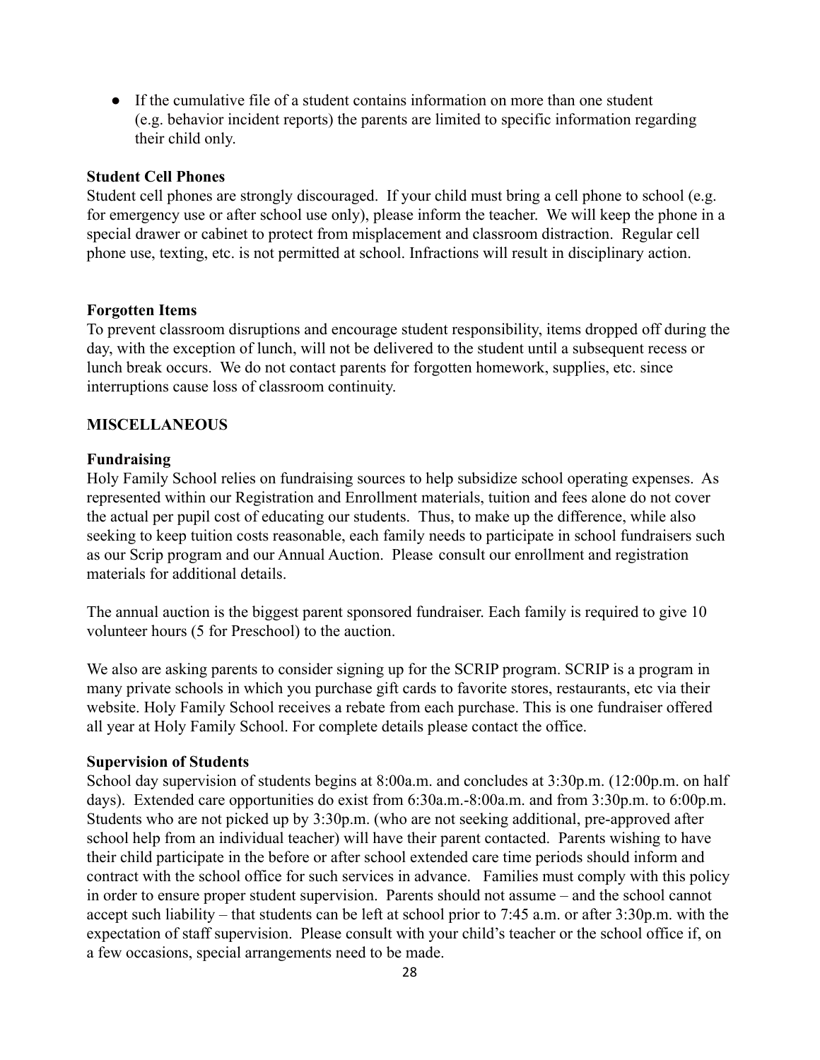- If the cumulative file of a student contains information on more than one student (e.g. behavior incident reports) the parents are limited to specific information regarding their child only.

**Student Cell Phones**

Student cell phones are strongly discouraged. If your child must bring a cell phone to school (e.g. for emergency use or after school use only), please inform the teacher. We will keep the phone in a special drawer or cabinet to protect from misplacement and classroom distraction. Regular cell phone use, texting, etc. is not permitted at school. Infractions will result in disciplinary action.

**Forgotten Items**

To prevent classroom disruptions and encourage student responsibility, items dropped off during the day, with the exception of lunch, will not be delivered to the student until a subsequent recess or lunch break occurs. We do not contact parents for forgotten homework, supplies, etc. since interruptions cause loss of classroom continuity.

**MISCELLANEOUS**

**Fundraising**

Holy Family School relies on fundraising sources to help subsidize school operating expenses. As represented within our Registration and Enrollment materials, tuition and fees alone do not cover the actual per pupil cost of educating our students. Thus, to make up the difference, while also seeking to keep tuition costs reasonable, each family needs to participate in school fundraisers such as our Scrip program and our Annual Auction. Please consult our enrollment and registration materials for additional details.

The annual auction is the biggest parent sponsored fundraiser. Each family is required to give 10 volunteer hours (5 for Preschool) to the auction.

We also are asking parents to consider signing up for the SCRIP program. SCRIP is a program in many private schools in which you purchase gift cards to favorite stores, restaurants, etc via their website. Holy Family School receives a rebate from each purchase. This is one fundraiser offered all year at Holy Family School. For complete details please contact the office.

**Supervision of Students**

School day supervision of students begins at 8:00a.m. and concludes at 3:30p.m. (12:00p.m. on half days). Extended care opportunities do exist from 6:30a.m.-8:00a.m. and from 3:30p.m. to 6:00p.m. Students who are not picked up by 3:30p.m. (who are not seeking additional, pre-approved after school help from an individual teacher) will have their parent contacted. Parents wishing to have their child participate in the before or after school extended care time periods should inform and contract with the school office for such services in advance. Families must comply with this policy in order to ensure proper student supervision. Parents should not assume – and the school cannot accept such liability – that students can be left at school prior to 7:45 a.m. or after 3:30p.m. with the expectation of staff supervision. Please consult with your child's teacher or the school office if, on a few occasions, special arrangements need to be made.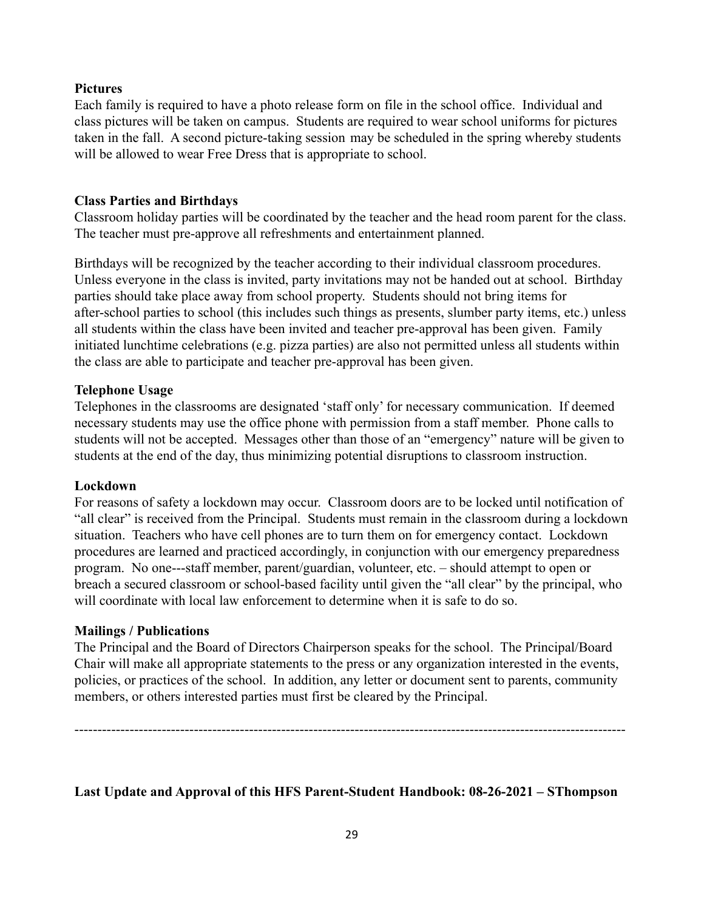**Pictures**

Each family is required to have a photo release form on file in the school office. Individual and class pictures will be taken on campus. Students are required to wear school uniforms for pictures taken in the fall. A second picture-taking session may be scheduled in the spring whereby students will be allowed to wear Free Dress that is appropriate to school.

**Class Parties and Birthdays**

Classroom holiday parties will be coordinated by the teacher and the head room parent for the class. The teacher must pre-approve all refreshments and entertainment planned.

Birthdays will be recognized by the teacher according to their individual classroom procedures. Unless everyone in the class is invited, party invitations may not be handed out at school. Birthday parties should take place away from school property. Students should not bring items for after-school parties to school (this includes such things as presents, slumber party items, etc.) unless all students within the class have been invited and teacher pre-approval has been given. Family initiated lunchtime celebrations (e.g. pizza parties) are also not permitted unless all students within the class are able to participate and teacher pre-approval has been given.

**Telephone Usage**

Telephones in the classrooms are designated 'staff only' for necessary communication. If deemed necessary students may use the office phone with permission from a staff member. Phone calls to students will not be accepted. Messages other than those of an "emergency" nature will be given to students at the end of the day, thus minimizing potential disruptions to classroom instruction.

**Lockdown**

For reasons of safety a lockdown may occur. Classroom doors are to be locked until notification of "all clear" is received from the Principal. Students must remain in the classroom during a lockdown situation. Teachers who have cell phones are to turn them on for emergency contact. Lockdown procedures are learned and practiced accordingly, in conjunction with our emergency preparedness program. No one---staff member, parent/guardian, volunteer, etc. – should attempt to open or breach a secured classroom or school-based facility until given the "all clear" by the principal, who will coordinate with local law enforcement to determine when it is safe to do so.

**Mailings / Publications**

The Principal and the Board of Directors Chairperson speaks for the school. The Principal/Board Chair will make all appropriate statements to the press or any organization interested in the events, policies, or practices of the school. In addition, any letter or document sent to parents, community members, or others interested parties must first be cleared by the Principal.

---

**Last Update and Approval of this HFS Parent-Student Handbook: 08-26-2021 – SThompson**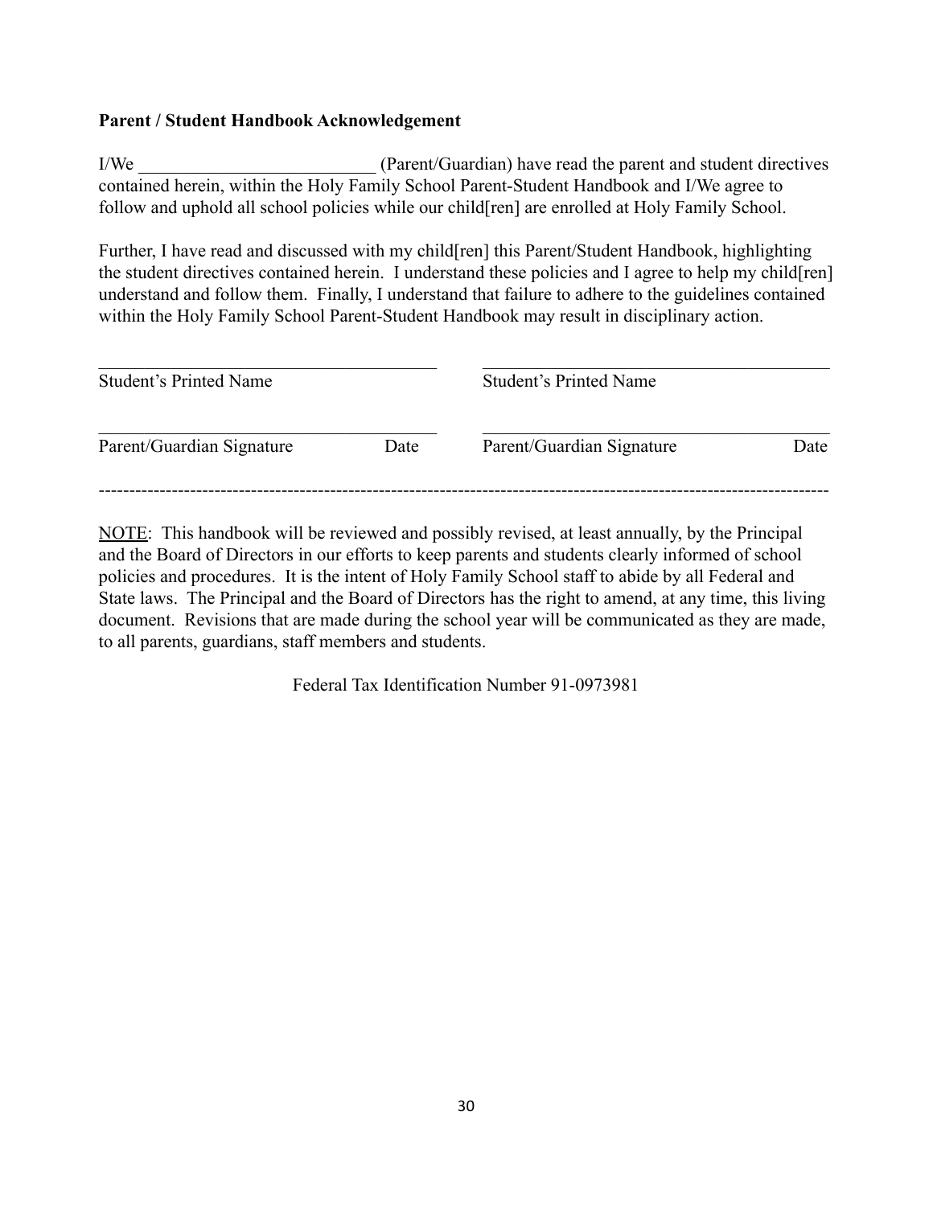**Parent / Student Handbook Acknowledgement**

I/We __________________________ (Parent/Guardian) have read the parent and student directives contained herein, within the Holy Family School Parent-Student Handbook and I/We agree to follow and uphold all school policies while our child[ren] are enrolled at Holy Family School.

Further, I have read and discussed with my child[ren] this Parent/Student Handbook, highlighting the student directives contained herein. I understand these policies and I agree to help my child[ren] understand and follow them. Finally, I understand that failure to adhere to the guidelines contained within the Holy Family School Parent-Student Handbook may result in disciplinary action.

______________________________________ ______________________________________

Student's Printed Name Student's Printed Name

______________________________________ ______________________________________

Parent/Guardian Signature Date Parent/Guardian Signature Date

---

NOTE: This handbook will be reviewed and possibly revised, at least annually, by the Principal and the Board of Directors in our efforts to keep parents and students clearly informed of school policies and procedures. It is the intent of Holy Family School staff to abide by all Federal and State laws. The Principal and the Board of Directors has the right to amend, at any time, this living document. Revisions that are made during the school year will be communicated as they are made, to all parents, guardians, staff members and students.

Federal Tax Identification Number 91-0973981